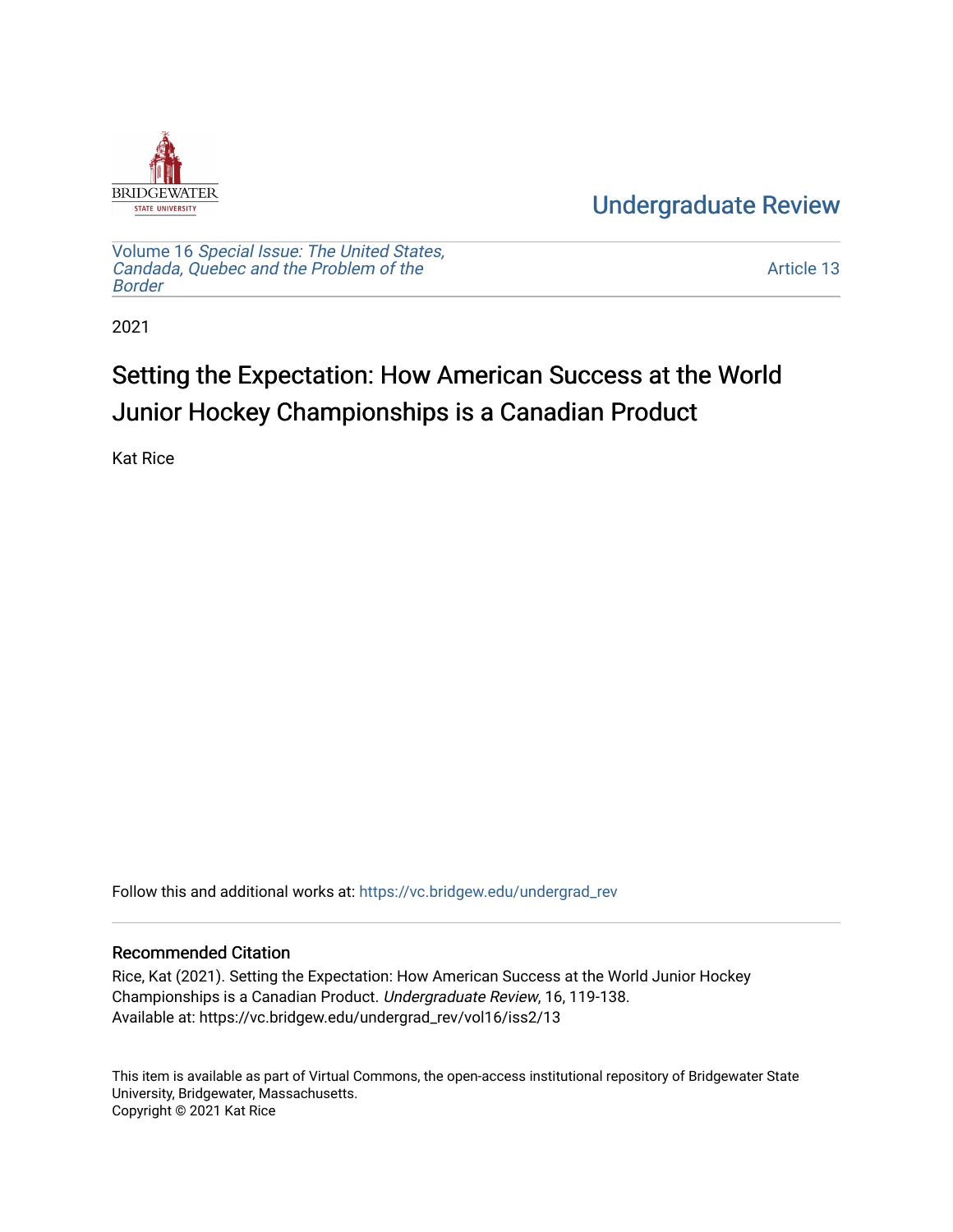Undergraduate Review

Volume 16 *Special Issue: The United States, Candada, Quebec and the Problem of the Border*

Article 13

2021

# Setting the Expectation: How American Success at the World Junior Hockey Championships is a Canadian Product

Kat Rice

Follow this and additional works at: https://vc.bridgew.edu/undergrad_rev

## Recommended Citation

Rice, Kat (2021). Setting the Expectation: How American Success at the World Junior Hockey Championships is a Canadian Product. *Undergraduate Review*, 16, 119-138.
Available at: https://vc.bridgew.edu/undergrad_rev/vol16/iss2/13

This item is available as part of Virtual Commons, the open-access institutional repository of Bridgewater State University, Bridgewater, Massachusetts.
Copyright © 2021 Kat Rice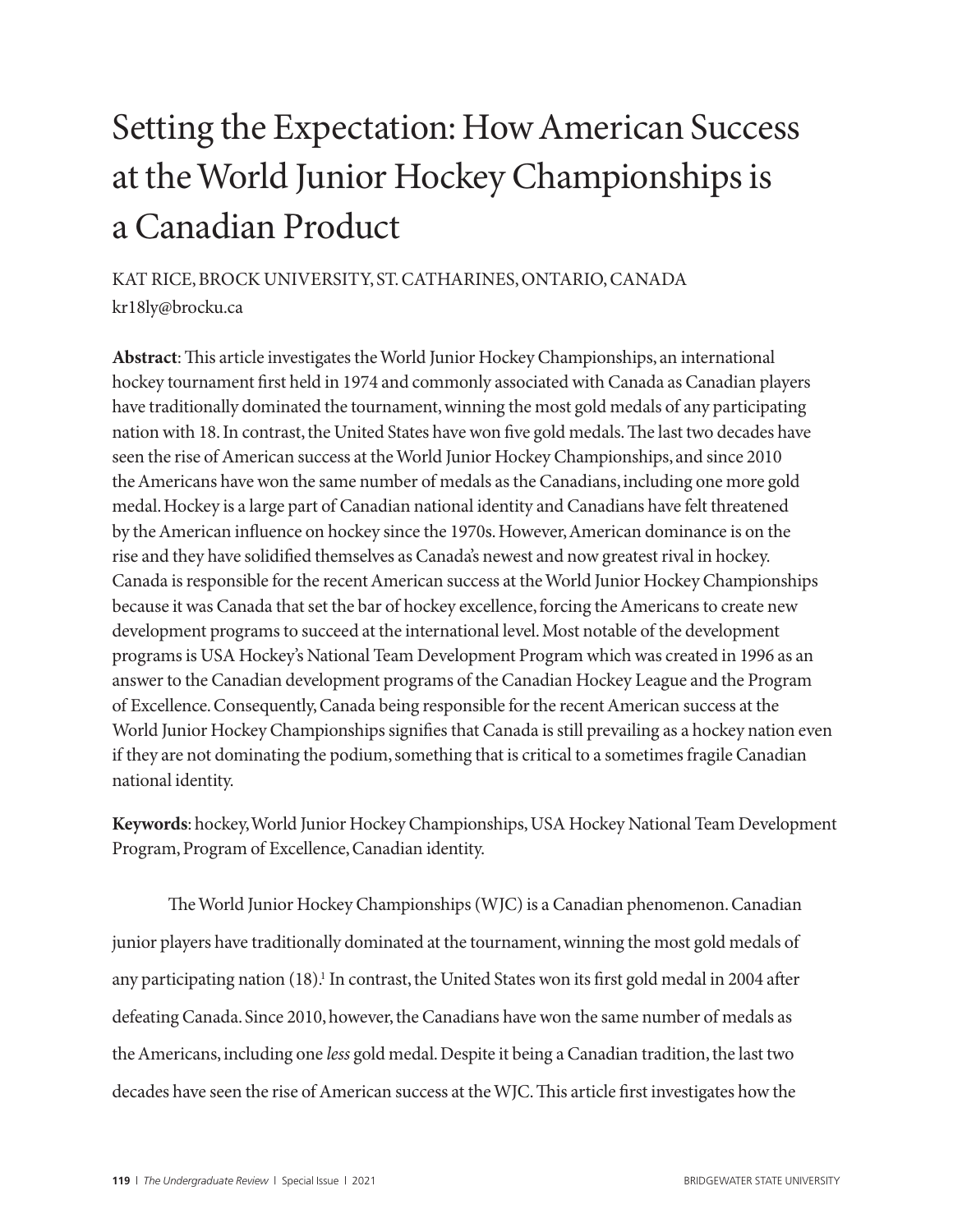# Setting the Expectation: How American Success at the World Junior Hockey Championships is a Canadian Product

KAT RICE, BROCK UNIVERSITY, ST. CATHARINES, ONTARIO, CANADA
kr18ly@brocku.ca

**Abstract**: This article investigates the World Junior Hockey Championships, an international hockey tournament first held in 1974 and commonly associated with Canada as Canadian players have traditionally dominated the tournament, winning the most gold medals of any participating nation with 18. In contrast, the United States have won five gold medals. The last two decades have seen the rise of American success at the World Junior Hockey Championships, and since 2010 the Americans have won the same number of medals as the Canadians, including one more gold medal. Hockey is a large part of Canadian national identity and Canadians have felt threatened by the American influence on hockey since the 1970s. However, American dominance is on the rise and they have solidified themselves as Canada's newest and now greatest rival in hockey. Canada is responsible for the recent American success at the World Junior Hockey Championships because it was Canada that set the bar of hockey excellence, forcing the Americans to create new development programs to succeed at the international level. Most notable of the development programs is USA Hockey's National Team Development Program which was created in 1996 as an answer to the Canadian development programs of the Canadian Hockey League and the Program of Excellence. Consequently, Canada being responsible for the recent American success at the World Junior Hockey Championships signifies that Canada is still prevailing as a hockey nation even if they are not dominating the podium, something that is critical to a sometimes fragile Canadian national identity.

**Keywords**: hockey, World Junior Hockey Championships, USA Hockey National Team Development Program, Program of Excellence, Canadian identity.

The World Junior Hockey Championships (WJC) is a Canadian phenomenon. Canadian junior players have traditionally dominated at the tournament, winning the most gold medals of any participating nation (18).[1] In contrast, the United States won its first gold medal in 2004 after defeating Canada. Since 2010, however, the Canadians have won the same number of medals as the Americans, including one *less* gold medal. Despite it being a Canadian tradition, the last two decades have seen the rise of American success at the WJC. This article first investigates how the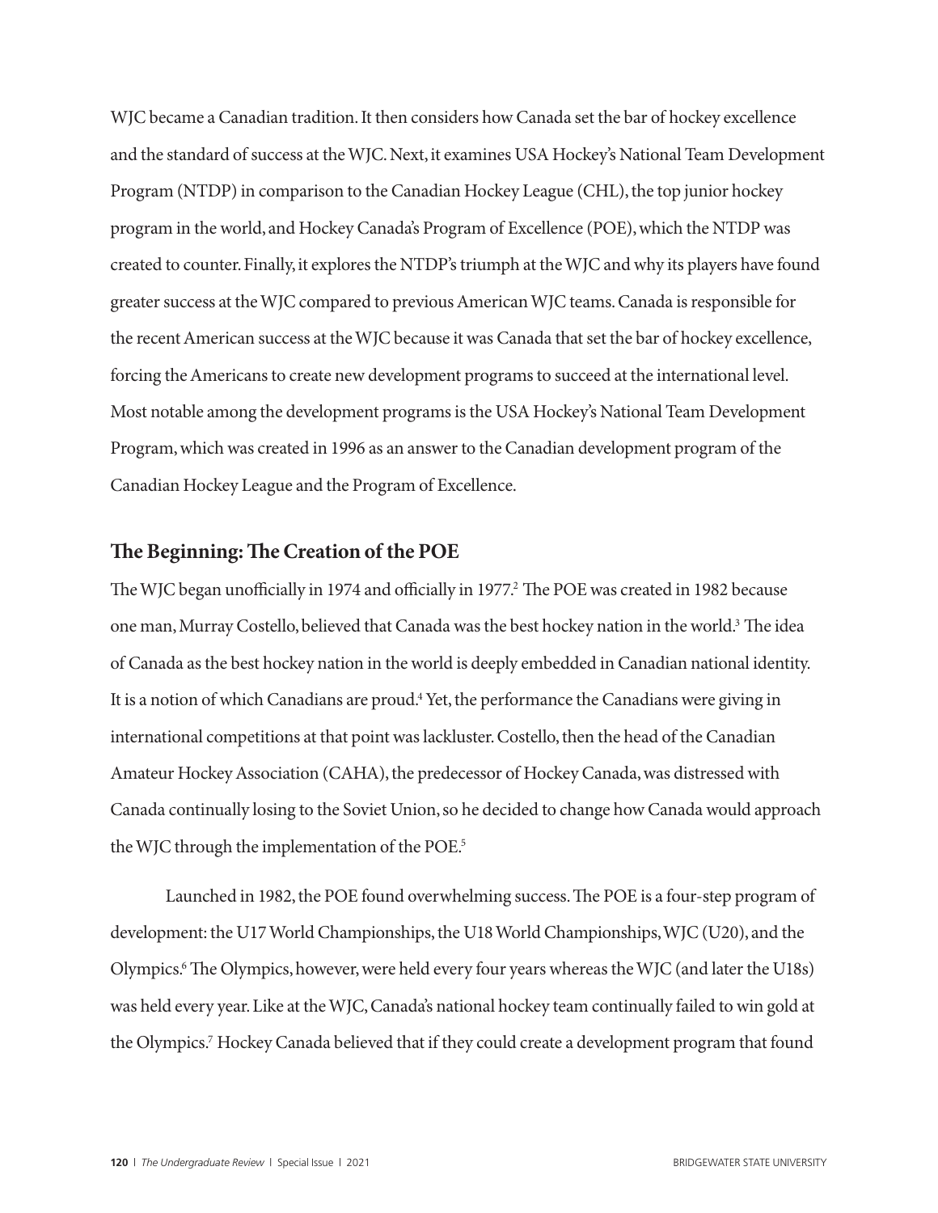WJC became a Canadian tradition. It then considers how Canada set the bar of hockey excellence and the standard of success at the WJC. Next, it examines USA Hockey's National Team Development Program (NTDP) in comparison to the Canadian Hockey League (CHL), the top junior hockey program in the world, and Hockey Canada's Program of Excellence (POE), which the NTDP was created to counter. Finally, it explores the NTDP's triumph at the WJC and why its players have found greater success at the WJC compared to previous American WJC teams. Canada is responsible for the recent American success at the WJC because it was Canada that set the bar of hockey excellence, forcing the Americans to create new development programs to succeed at the international level. Most notable among the development programs is the USA Hockey's National Team Development Program, which was created in 1996 as an answer to the Canadian development program of the Canadian Hockey League and the Program of Excellence.

## The Beginning: The Creation of the POE

The WJC began unofficially in 1974 and officially in 1977.[2] The POE was created in 1982 because one man, Murray Costello, believed that Canada was the best hockey nation in the world.[3] The idea of Canada as the best hockey nation in the world is deeply embedded in Canadian national identity. It is a notion of which Canadians are proud.[4] Yet, the performance the Canadians were giving in international competitions at that point was lackluster. Costello, then the head of the Canadian Amateur Hockey Association (CAHA), the predecessor of Hockey Canada, was distressed with Canada continually losing to the Soviet Union, so he decided to change how Canada would approach the WJC through the implementation of the POE.[5]

Launched in 1982, the POE found overwhelming success. The POE is a four-step program of development: the U17 World Championships, the U18 World Championships, WJC (U20), and the Olympics.[6] The Olympics, however, were held every four years whereas the WJC (and later the U18s) was held every year. Like at the WJC, Canada's national hockey team continually failed to win gold at the Olympics.[7] Hockey Canada believed that if they could create a development program that found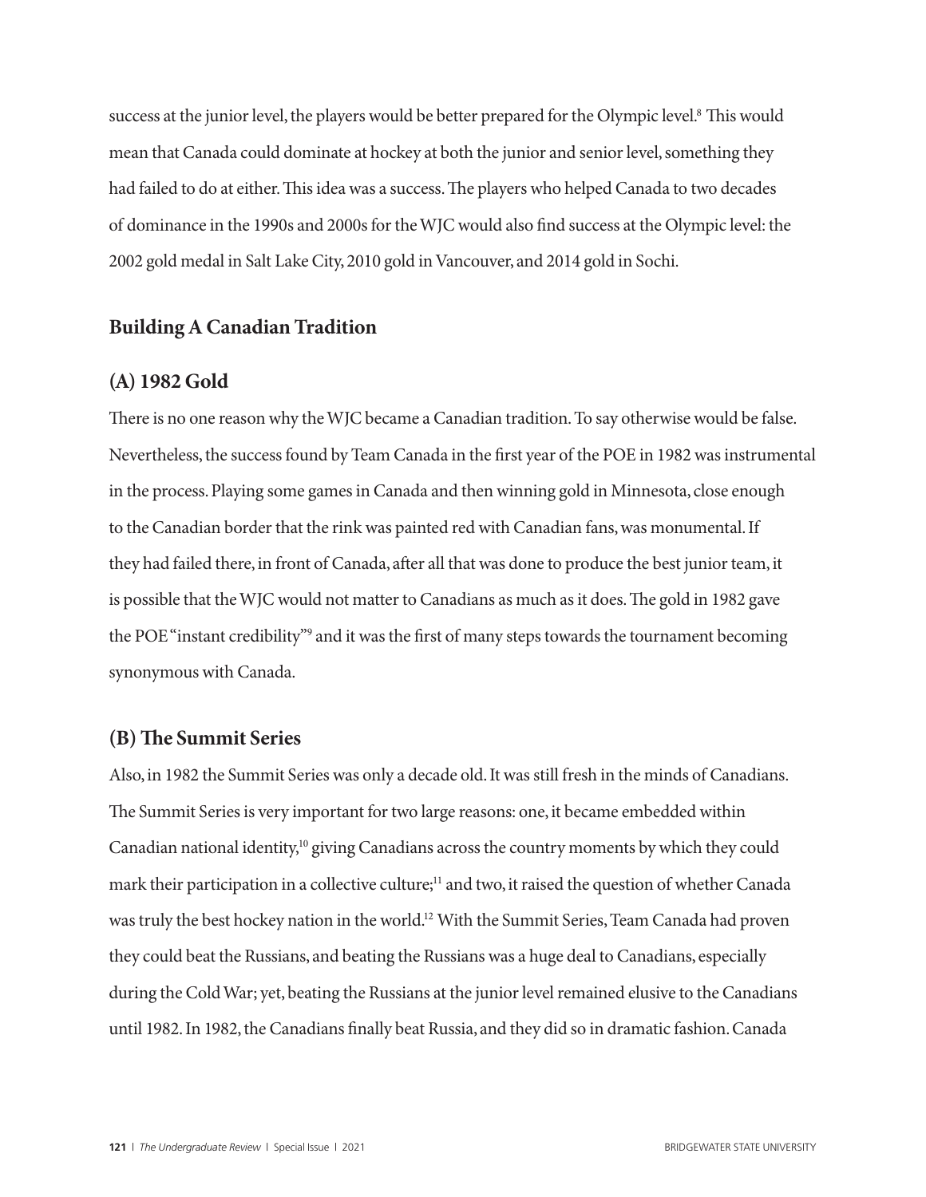success at the junior level, the players would be better prepared for the Olympic level.[8] This would mean that Canada could dominate at hockey at both the junior and senior level, something they had failed to do at either. This idea was a success. The players who helped Canada to two decades of dominance in the 1990s and 2000s for the WJC would also find success at the Olympic level: the 2002 gold medal in Salt Lake City, 2010 gold in Vancouver, and 2014 gold in Sochi.

## Building A Canadian Tradition

### (A) 1982 Gold

There is no one reason why the WJC became a Canadian tradition. To say otherwise would be false. Nevertheless, the success found by Team Canada in the first year of the POE in 1982 was instrumental in the process. Playing some games in Canada and then winning gold in Minnesota, close enough to the Canadian border that the rink was painted red with Canadian fans, was monumental. If they had failed there, in front of Canada, after all that was done to produce the best junior team, it is possible that the WJC would not matter to Canadians as much as it does. The gold in 1982 gave the POE "instant credibility"[9] and it was the first of many steps towards the tournament becoming synonymous with Canada.

### (B) The Summit Series

Also, in 1982 the Summit Series was only a decade old. It was still fresh in the minds of Canadians. The Summit Series is very important for two large reasons: one, it became embedded within Canadian national identity,[10] giving Canadians across the country moments by which they could mark their participation in a collective culture;[11] and two, it raised the question of whether Canada was truly the best hockey nation in the world.[12] With the Summit Series, Team Canada had proven they could beat the Russians, and beating the Russians was a huge deal to Canadians, especially during the Cold War; yet, beating the Russians at the junior level remained elusive to the Canadians until 1982. In 1982, the Canadians finally beat Russia, and they did so in dramatic fashion. Canada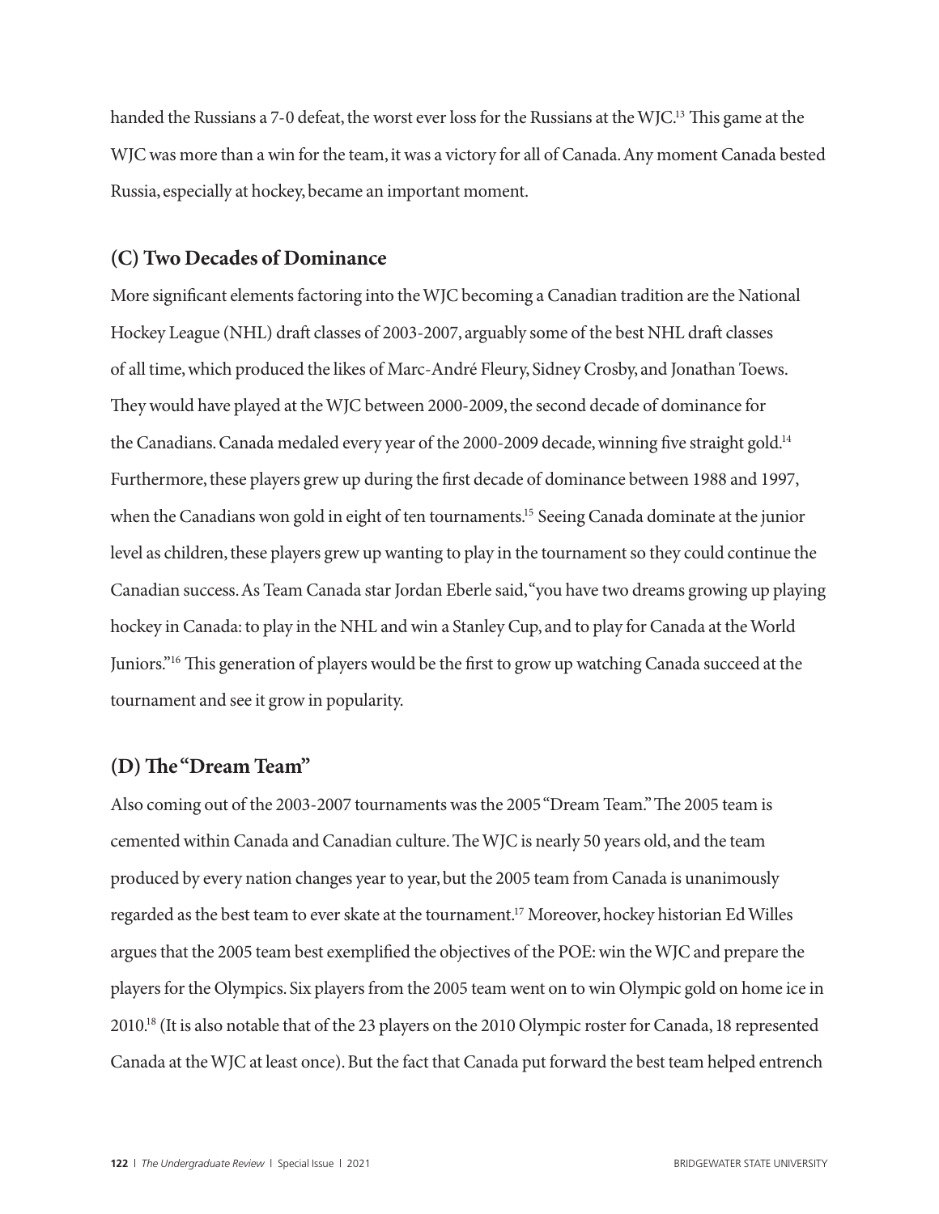handed the Russians a 7-0 defeat, the worst ever loss for the Russians at the WJC.[13] This game at the WJC was more than a win for the team, it was a victory for all of Canada. Any moment Canada bested Russia, especially at hockey, became an important moment.

## (C) Two Decades of Dominance

More significant elements factoring into the WJC becoming a Canadian tradition are the National Hockey League (NHL) draft classes of 2003-2007, arguably some of the best NHL draft classes of all time, which produced the likes of Marc-André Fleury, Sidney Crosby, and Jonathan Toews. They would have played at the WJC between 2000-2009, the second decade of dominance for the Canadians. Canada medaled every year of the 2000-2009 decade, winning five straight gold.[14] Furthermore, these players grew up during the first decade of dominance between 1988 and 1997, when the Canadians won gold in eight of ten tournaments.[15] Seeing Canada dominate at the junior level as children, these players grew up wanting to play in the tournament so they could continue the Canadian success. As Team Canada star Jordan Eberle said, "you have two dreams growing up playing hockey in Canada: to play in the NHL and win a Stanley Cup, and to play for Canada at the World Juniors."[16] This generation of players would be the first to grow up watching Canada succeed at the tournament and see it grow in popularity.

## (D) The "Dream Team"

Also coming out of the 2003-2007 tournaments was the 2005 "Dream Team." The 2005 team is cemented within Canada and Canadian culture. The WJC is nearly 50 years old, and the team produced by every nation changes year to year, but the 2005 team from Canada is unanimously regarded as the best team to ever skate at the tournament.[17] Moreover, hockey historian Ed Willes argues that the 2005 team best exemplified the objectives of the POE: win the WJC and prepare the players for the Olympics. Six players from the 2005 team went on to win Olympic gold on home ice in 2010.[18] (It is also notable that of the 23 players on the 2010 Olympic roster for Canada, 18 represented Canada at the WJC at least once). But the fact that Canada put forward the best team helped entrench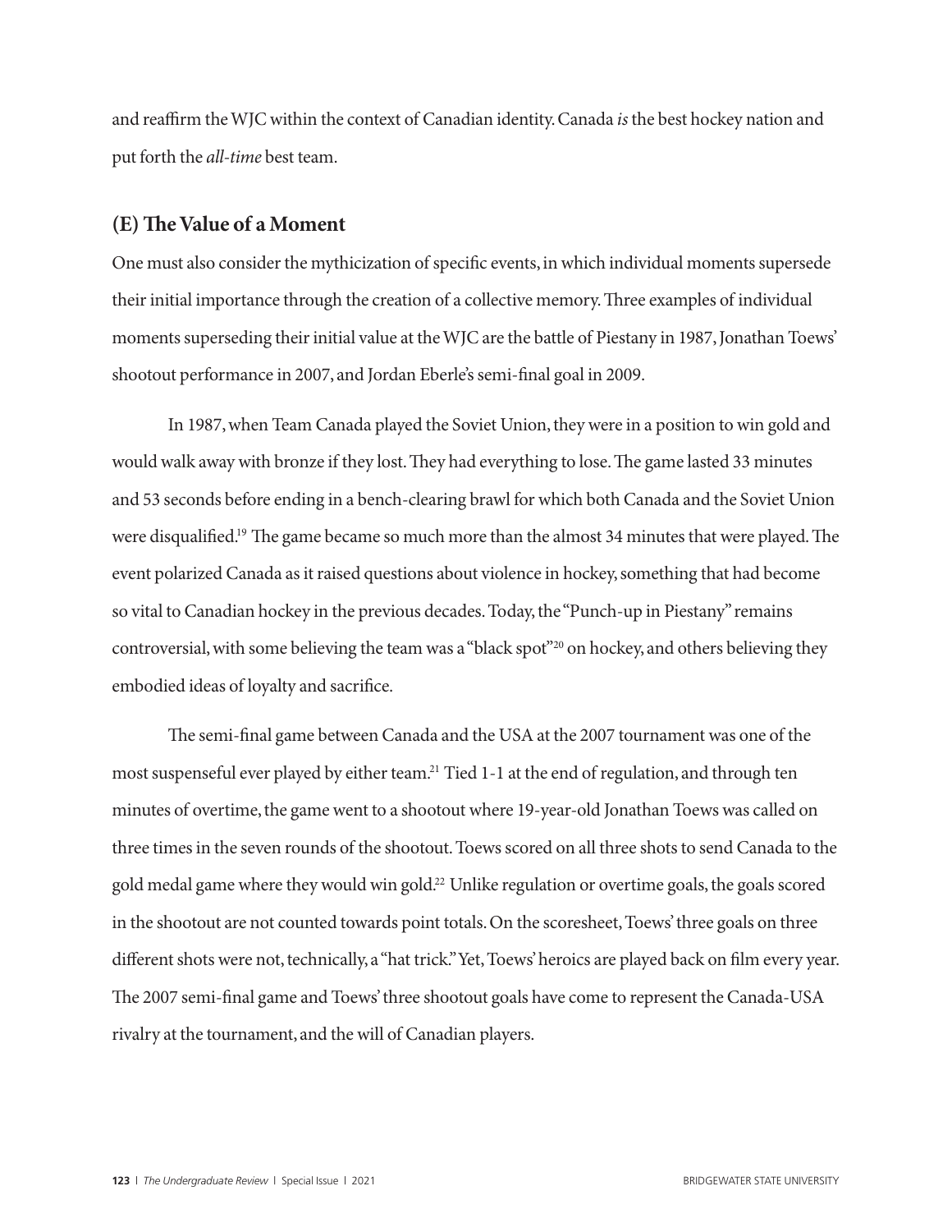and reaffirm the WJC within the context of Canadian identity. Canada *is* the best hockey nation and put forth the *all-time* best team.

## (E) The Value of a Moment

One must also consider the mythicization of specific events, in which individual moments supersede their initial importance through the creation of a collective memory. Three examples of individual moments superseding their initial value at the WJC are the battle of Piestany in 1987, Jonathan Toews' shootout performance in 2007, and Jordan Eberle's semi-final goal in 2009.

In 1987, when Team Canada played the Soviet Union, they were in a position to win gold and would walk away with bronze if they lost. They had everything to lose. The game lasted 33 minutes and 53 seconds before ending in a bench-clearing brawl for which both Canada and the Soviet Union were disqualified.[19] The game became so much more than the almost 34 minutes that were played. The event polarized Canada as it raised questions about violence in hockey, something that had become so vital to Canadian hockey in the previous decades. Today, the "Punch-up in Piestany" remains controversial, with some believing the team was a "black spot"[20] on hockey, and others believing they embodied ideas of loyalty and sacrifice.

The semi-final game between Canada and the USA at the 2007 tournament was one of the most suspenseful ever played by either team.[21] Tied 1-1 at the end of regulation, and through ten minutes of overtime, the game went to a shootout where 19-year-old Jonathan Toews was called on three times in the seven rounds of the shootout. Toews scored on all three shots to send Canada to the gold medal game where they would win gold.[22] Unlike regulation or overtime goals, the goals scored in the shootout are not counted towards point totals. On the scoresheet, Toews' three goals on three different shots were not, technically, a "hat trick." Yet, Toews' heroics are played back on film every year. The 2007 semi-final game and Toews' three shootout goals have come to represent the Canada-USA rivalry at the tournament, and the will of Canadian players.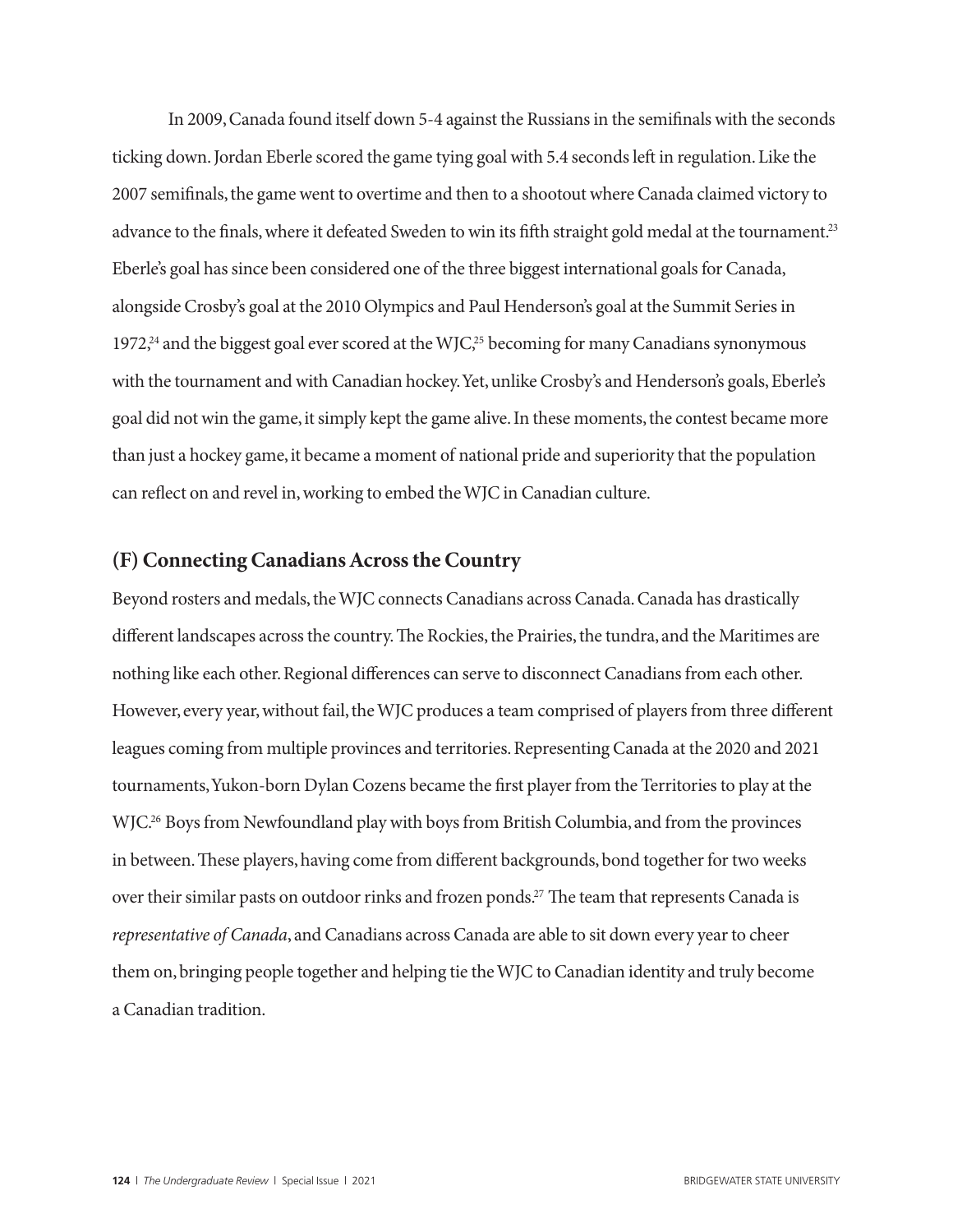In 2009, Canada found itself down 5-4 against the Russians in the semifinals with the seconds ticking down. Jordan Eberle scored the game tying goal with 5.4 seconds left in regulation. Like the 2007 semifinals, the game went to overtime and then to a shootout where Canada claimed victory to advance to the finals, where it defeated Sweden to win its fifth straight gold medal at the tournament.[23] Eberle's goal has since been considered one of the three biggest international goals for Canada, alongside Crosby's goal at the 2010 Olympics and Paul Henderson's goal at the Summit Series in 1972,[24] and the biggest goal ever scored at the WJC,[25] becoming for many Canadians synonymous with the tournament and with Canadian hockey. Yet, unlike Crosby's and Henderson's goals, Eberle's goal did not win the game, it simply kept the game alive. In these moments, the contest became more than just a hockey game, it became a moment of national pride and superiority that the population can reflect on and revel in, working to embed the WJC in Canadian culture.

## (F) Connecting Canadians Across the Country

Beyond rosters and medals, the WJC connects Canadians across Canada. Canada has drastically different landscapes across the country. The Rockies, the Prairies, the tundra, and the Maritimes are nothing like each other. Regional differences can serve to disconnect Canadians from each other. However, every year, without fail, the WJC produces a team comprised of players from three different leagues coming from multiple provinces and territories. Representing Canada at the 2020 and 2021 tournaments, Yukon-born Dylan Cozens became the first player from the Territories to play at the WJC.[26] Boys from Newfoundland play with boys from British Columbia, and from the provinces in between. These players, having come from different backgrounds, bond together for two weeks over their similar pasts on outdoor rinks and frozen ponds.[27] The team that represents Canada is *representative of Canada*, and Canadians across Canada are able to sit down every year to cheer them on, bringing people together and helping tie the WJC to Canadian identity and truly become a Canadian tradition.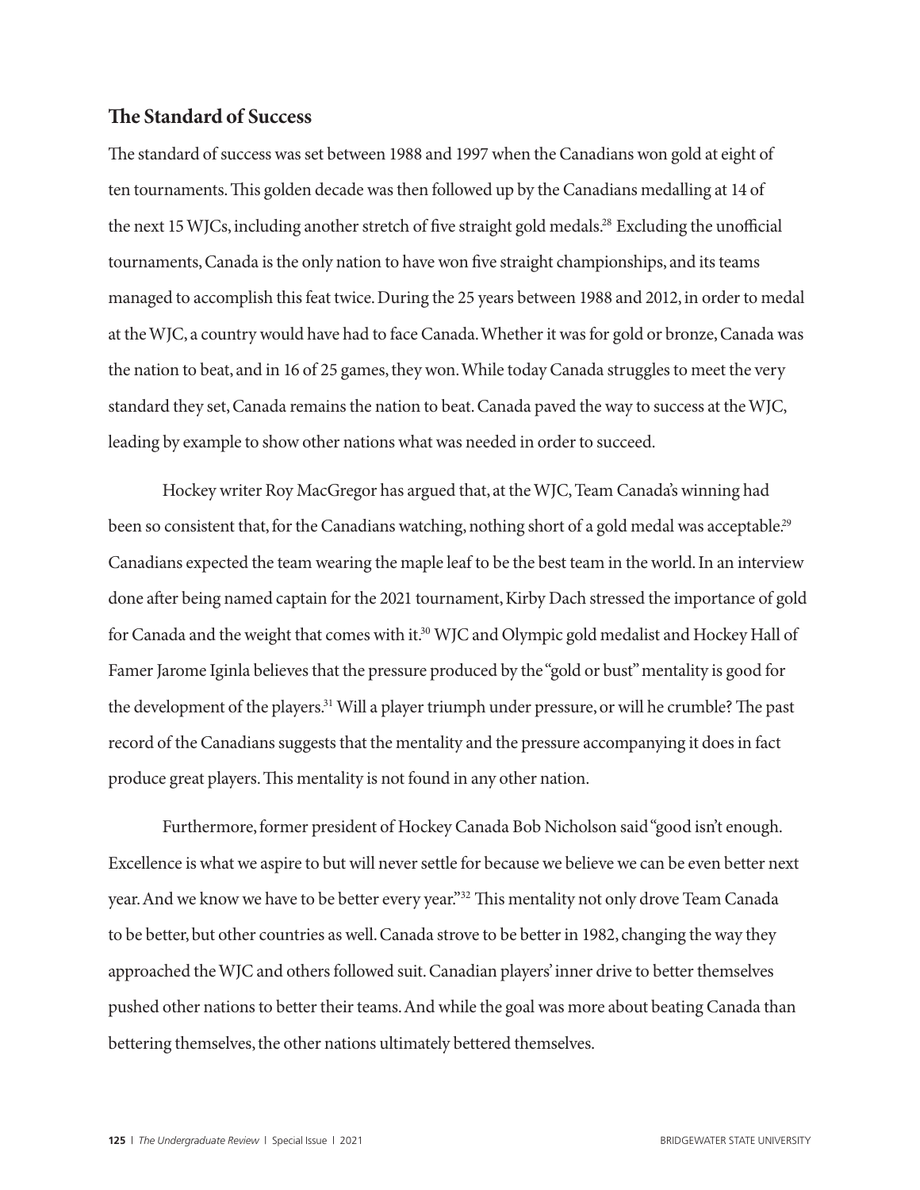## The Standard of Success

The standard of success was set between 1988 and 1997 when the Canadians won gold at eight of ten tournaments. This golden decade was then followed up by the Canadians medalling at 14 of the next 15 WJCs, including another stretch of five straight gold medals.[28] Excluding the unofficial tournaments, Canada is the only nation to have won five straight championships, and its teams managed to accomplish this feat twice. During the 25 years between 1988 and 2012, in order to medal at the WJC, a country would have had to face Canada. Whether it was for gold or bronze, Canada was the nation to beat, and in 16 of 25 games, they won. While today Canada struggles to meet the very standard they set, Canada remains the nation to beat. Canada paved the way to success at the WJC, leading by example to show other nations what was needed in order to succeed.

Hockey writer Roy MacGregor has argued that, at the WJC, Team Canada's winning had been so consistent that, for the Canadians watching, nothing short of a gold medal was acceptable.[29] Canadians expected the team wearing the maple leaf to be the best team in the world. In an interview done after being named captain for the 2021 tournament, Kirby Dach stressed the importance of gold for Canada and the weight that comes with it.[30] WJC and Olympic gold medalist and Hockey Hall of Famer Jarome Iginla believes that the pressure produced by the "gold or bust" mentality is good for the development of the players.[31] Will a player triumph under pressure, or will he crumble? The past record of the Canadians suggests that the mentality and the pressure accompanying it does in fact produce great players. This mentality is not found in any other nation.

Furthermore, former president of Hockey Canada Bob Nicholson said "good isn't enough. Excellence is what we aspire to but will never settle for because we believe we can be even better next year. And we know we have to be better every year."[32] This mentality not only drove Team Canada to be better, but other countries as well. Canada strove to be better in 1982, changing the way they approached the WJC and others followed suit. Canadian players' inner drive to better themselves pushed other nations to better their teams. And while the goal was more about beating Canada than bettering themselves, the other nations ultimately bettered themselves.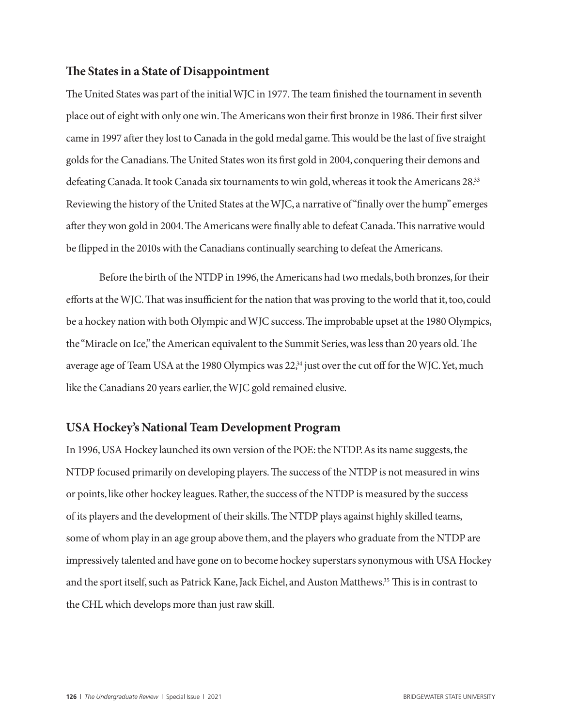## The States in a State of Disappointment

The United States was part of the initial WJC in 1977. The team finished the tournament in seventh place out of eight with only one win. The Americans won their first bronze in 1986. Their first silver came in 1997 after they lost to Canada in the gold medal game. This would be the last of five straight golds for the Canadians. The United States won its first gold in 2004, conquering their demons and defeating Canada. It took Canada six tournaments to win gold, whereas it took the Americans 28.[33] Reviewing the history of the United States at the WJC, a narrative of "finally over the hump" emerges after they won gold in 2004. The Americans were finally able to defeat Canada. This narrative would be flipped in the 2010s with the Canadians continually searching to defeat the Americans.

Before the birth of the NTDP in 1996, the Americans had two medals, both bronzes, for their efforts at the WJC. That was insufficient for the nation that was proving to the world that it, too, could be a hockey nation with both Olympic and WJC success. The improbable upset at the 1980 Olympics, the "Miracle on Ice," the American equivalent to the Summit Series, was less than 20 years old. The average age of Team USA at the 1980 Olympics was 22,[34] just over the cut off for the WJC. Yet, much like the Canadians 20 years earlier, the WJC gold remained elusive.

## USA Hockey's National Team Development Program

In 1996, USA Hockey launched its own version of the POE: the NTDP. As its name suggests, the NTDP focused primarily on developing players. The success of the NTDP is not measured in wins or points, like other hockey leagues. Rather, the success of the NTDP is measured by the success of its players and the development of their skills. The NTDP plays against highly skilled teams, some of whom play in an age group above them, and the players who graduate from the NTDP are impressively talented and have gone on to become hockey superstars synonymous with USA Hockey and the sport itself, such as Patrick Kane, Jack Eichel, and Auston Matthews.[35] This is in contrast to the CHL which develops more than just raw skill.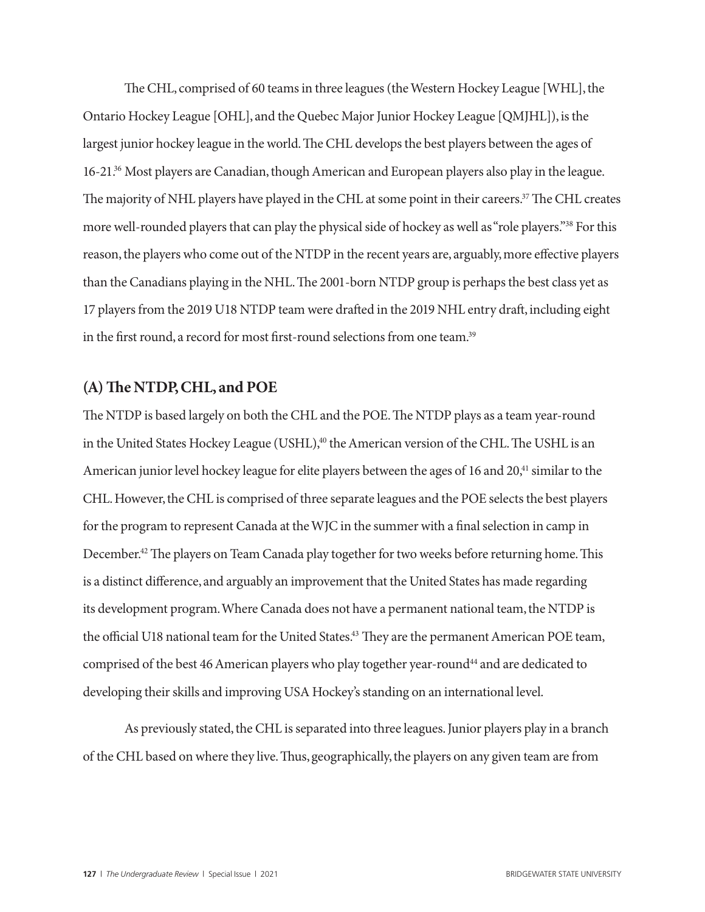The CHL, comprised of 60 teams in three leagues (the Western Hockey League [WHL], the Ontario Hockey League [OHL], and the Quebec Major Junior Hockey League [QMJHL]), is the largest junior hockey league in the world. The CHL develops the best players between the ages of 16-21.[36] Most players are Canadian, though American and European players also play in the league. The majority of NHL players have played in the CHL at some point in their careers.[37] The CHL creates more well-rounded players that can play the physical side of hockey as well as "role players."[38] For this reason, the players who come out of the NTDP in the recent years are, arguably, more effective players than the Canadians playing in the NHL. The 2001-born NTDP group is perhaps the best class yet as 17 players from the 2019 U18 NTDP team were drafted in the 2019 NHL entry draft, including eight in the first round, a record for most first-round selections from one team.[39]

## (A) The NTDP, CHL, and POE

The NTDP is based largely on both the CHL and the POE. The NTDP plays as a team year-round in the United States Hockey League (USHL),[40] the American version of the CHL. The USHL is an American junior level hockey league for elite players between the ages of 16 and 20,[41] similar to the CHL. However, the CHL is comprised of three separate leagues and the POE selects the best players for the program to represent Canada at the WJC in the summer with a final selection in camp in December.[42] The players on Team Canada play together for two weeks before returning home. This is a distinct difference, and arguably an improvement that the United States has made regarding its development program. Where Canada does not have a permanent national team, the NTDP is the official U18 national team for the United States.[43] They are the permanent American POE team, comprised of the best 46 American players who play together year-round[44] and are dedicated to developing their skills and improving USA Hockey's standing on an international level.

As previously stated, the CHL is separated into three leagues. Junior players play in a branch of the CHL based on where they live. Thus, geographically, the players on any given team are from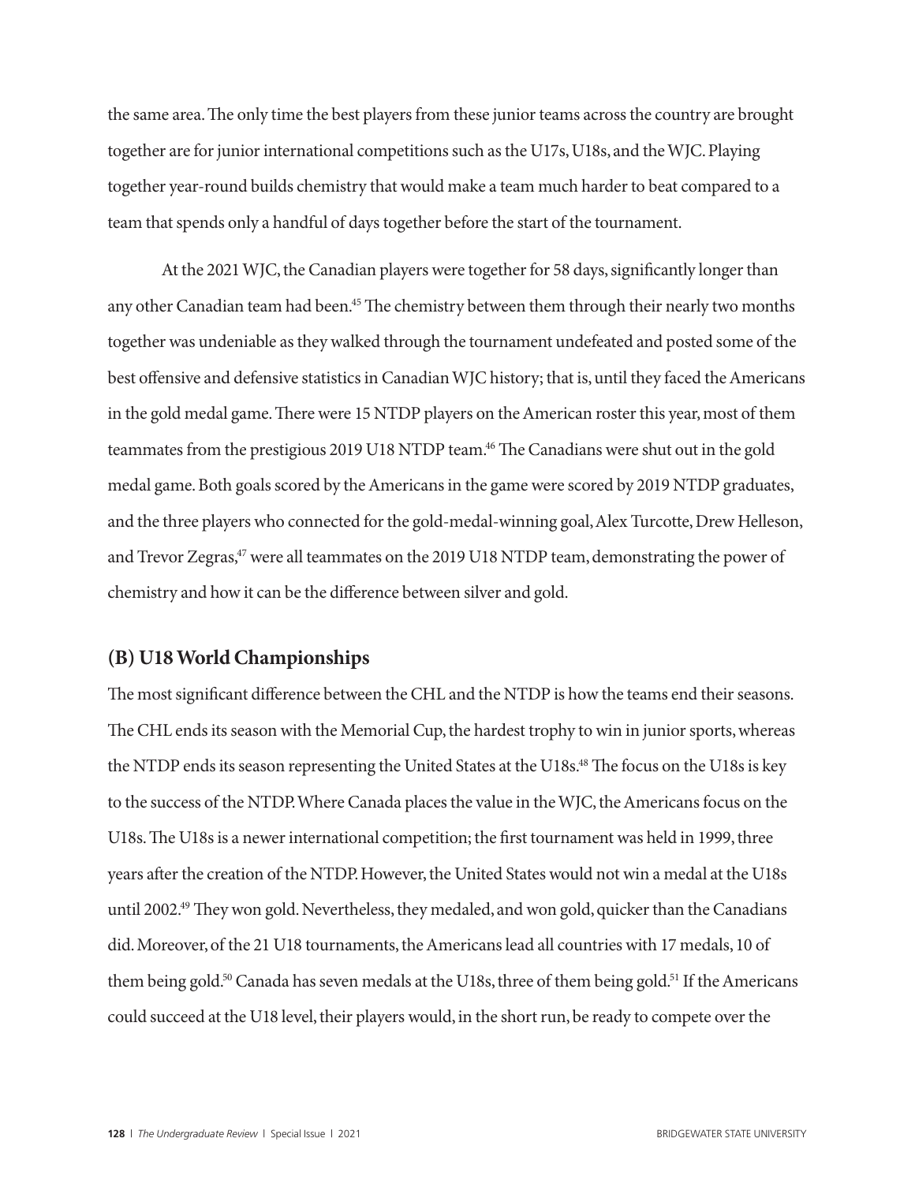the same area. The only time the best players from these junior teams across the country are brought together are for junior international competitions such as the U17s, U18s, and the WJC. Playing together year-round builds chemistry that would make a team much harder to beat compared to a team that spends only a handful of days together before the start of the tournament.

At the 2021 WJC, the Canadian players were together for 58 days, significantly longer than any other Canadian team had been.[45] The chemistry between them through their nearly two months together was undeniable as they walked through the tournament undefeated and posted some of the best offensive and defensive statistics in Canadian WJC history; that is, until they faced the Americans in the gold medal game. There were 15 NTDP players on the American roster this year, most of them teammates from the prestigious 2019 U18 NTDP team.[46] The Canadians were shut out in the gold medal game. Both goals scored by the Americans in the game were scored by 2019 NTDP graduates, and the three players who connected for the gold-medal-winning goal, Alex Turcotte, Drew Helleson, and Trevor Zegras,[47] were all teammates on the 2019 U18 NTDP team, demonstrating the power of chemistry and how it can be the difference between silver and gold.

## (B) U18 World Championships

The most significant difference between the CHL and the NTDP is how the teams end their seasons. The CHL ends its season with the Memorial Cup, the hardest trophy to win in junior sports, whereas the NTDP ends its season representing the United States at the U18s.[48] The focus on the U18s is key to the success of the NTDP. Where Canada places the value in the WJC, the Americans focus on the U18s. The U18s is a newer international competition; the first tournament was held in 1999, three years after the creation of the NTDP. However, the United States would not win a medal at the U18s until 2002.[49] They won gold. Nevertheless, they medaled, and won gold, quicker than the Canadians did. Moreover, of the 21 U18 tournaments, the Americans lead all countries with 17 medals, 10 of them being gold.[50] Canada has seven medals at the U18s, three of them being gold.[51] If the Americans could succeed at the U18 level, their players would, in the short run, be ready to compete over the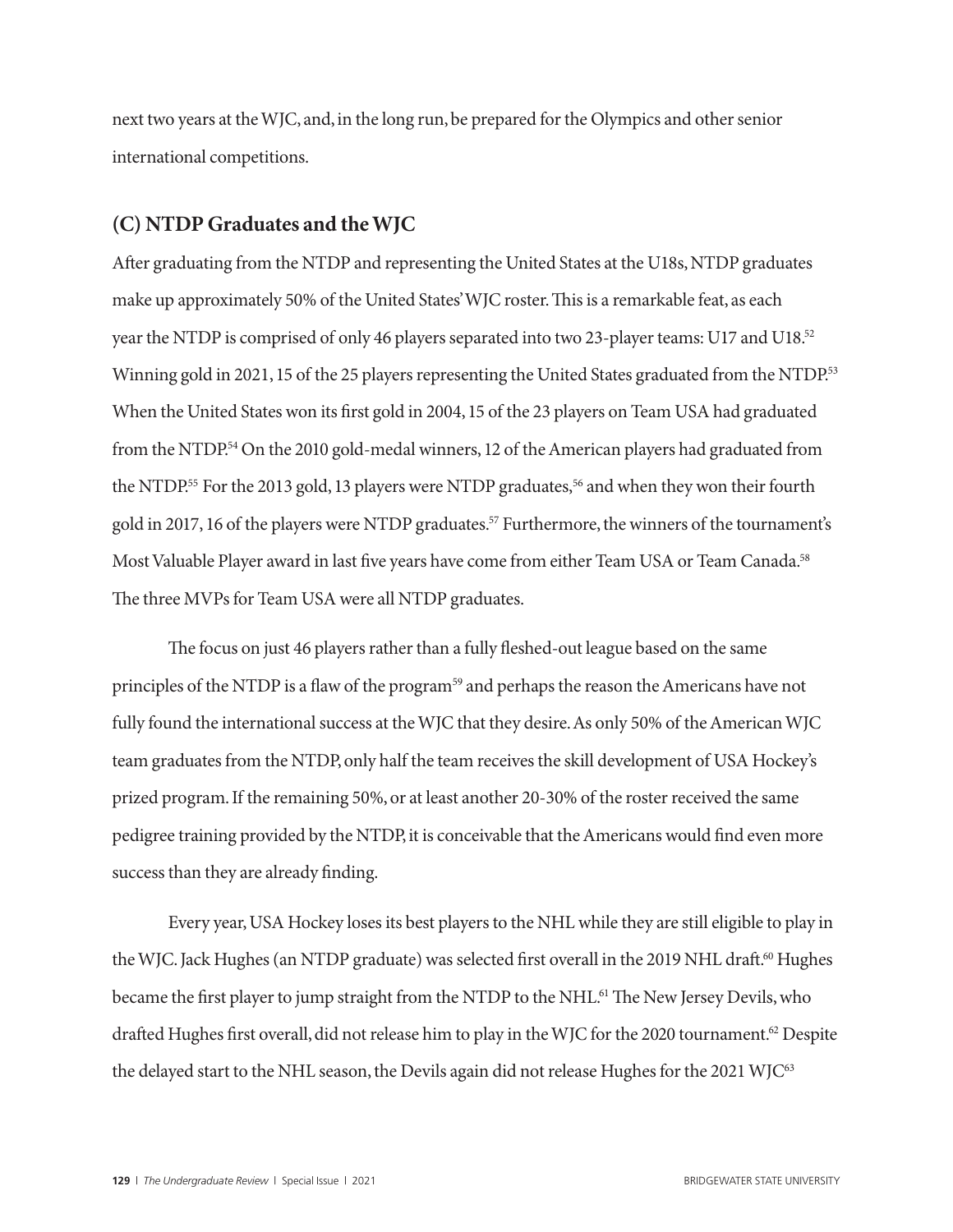next two years at the WJC, and, in the long run, be prepared for the Olympics and other senior international competitions.

## (C) NTDP Graduates and the WJC

After graduating from the NTDP and representing the United States at the U18s, NTDP graduates make up approximately 50% of the United States' WJC roster. This is a remarkable feat, as each year the NTDP is comprised of only 46 players separated into two 23-player teams: U17 and U18.[52] Winning gold in 2021, 15 of the 25 players representing the United States graduated from the NTDP.[53] When the United States won its first gold in 2004, 15 of the 23 players on Team USA had graduated from the NTDP.[54] On the 2010 gold-medal winners, 12 of the American players had graduated from the NTDP.[55] For the 2013 gold, 13 players were NTDP graduates,[56] and when they won their fourth gold in 2017, 16 of the players were NTDP graduates.[57] Furthermore, the winners of the tournament's Most Valuable Player award in last five years have come from either Team USA or Team Canada.[58] The three MVPs for Team USA were all NTDP graduates.

The focus on just 46 players rather than a fully fleshed-out league based on the same principles of the NTDP is a flaw of the program[59] and perhaps the reason the Americans have not fully found the international success at the WJC that they desire. As only 50% of the American WJC team graduates from the NTDP, only half the team receives the skill development of USA Hockey's prized program. If the remaining 50%, or at least another 20-30% of the roster received the same pedigree training provided by the NTDP, it is conceivable that the Americans would find even more success than they are already finding.

Every year, USA Hockey loses its best players to the NHL while they are still eligible to play in the WJC. Jack Hughes (an NTDP graduate) was selected first overall in the 2019 NHL draft.[60] Hughes became the first player to jump straight from the NTDP to the NHL.[61] The New Jersey Devils, who drafted Hughes first overall, did not release him to play in the WJC for the 2020 tournament.[62] Despite the delayed start to the NHL season, the Devils again did not release Hughes for the 2021 WJC[63]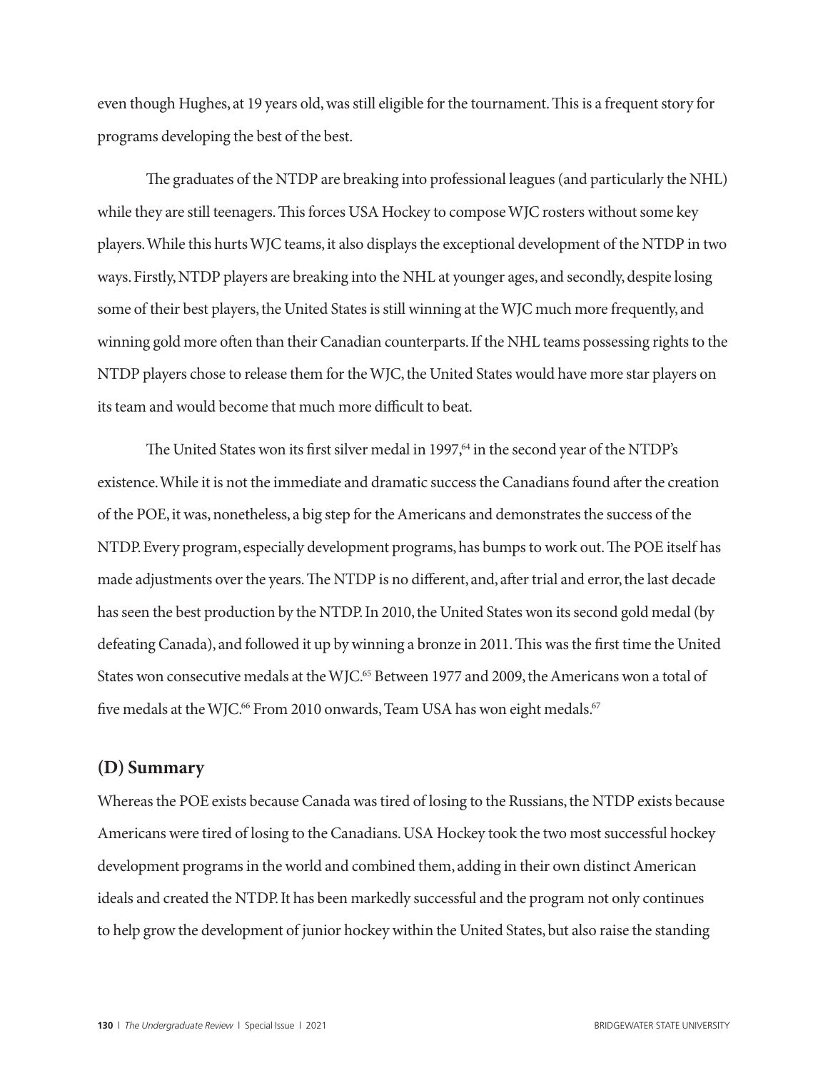even though Hughes, at 19 years old, was still eligible for the tournament. This is a frequent story for programs developing the best of the best.

The graduates of the NTDP are breaking into professional leagues (and particularly the NHL) while they are still teenagers. This forces USA Hockey to compose WJC rosters without some key players. While this hurts WJC teams, it also displays the exceptional development of the NTDP in two ways. Firstly, NTDP players are breaking into the NHL at younger ages, and secondly, despite losing some of their best players, the United States is still winning at the WJC much more frequently, and winning gold more often than their Canadian counterparts. If the NHL teams possessing rights to the NTDP players chose to release them for the WJC, the United States would have more star players on its team and would become that much more difficult to beat.

The United States won its first silver medal in 1997,[64] in the second year of the NTDP's existence. While it is not the immediate and dramatic success the Canadians found after the creation of the POE, it was, nonetheless, a big step for the Americans and demonstrates the success of the NTDP. Every program, especially development programs, has bumps to work out. The POE itself has made adjustments over the years. The NTDP is no different, and, after trial and error, the last decade has seen the best production by the NTDP. In 2010, the United States won its second gold medal (by defeating Canada), and followed it up by winning a bronze in 2011. This was the first time the United States won consecutive medals at the WJC.[65] Between 1977 and 2009, the Americans won a total of five medals at the WJC.[66] From 2010 onwards, Team USA has won eight medals.[67]

## (D) Summary

Whereas the POE exists because Canada was tired of losing to the Russians, the NTDP exists because Americans were tired of losing to the Canadians. USA Hockey took the two most successful hockey development programs in the world and combined them, adding in their own distinct American ideals and created the NTDP. It has been markedly successful and the program not only continues to help grow the development of junior hockey within the United States, but also raise the standing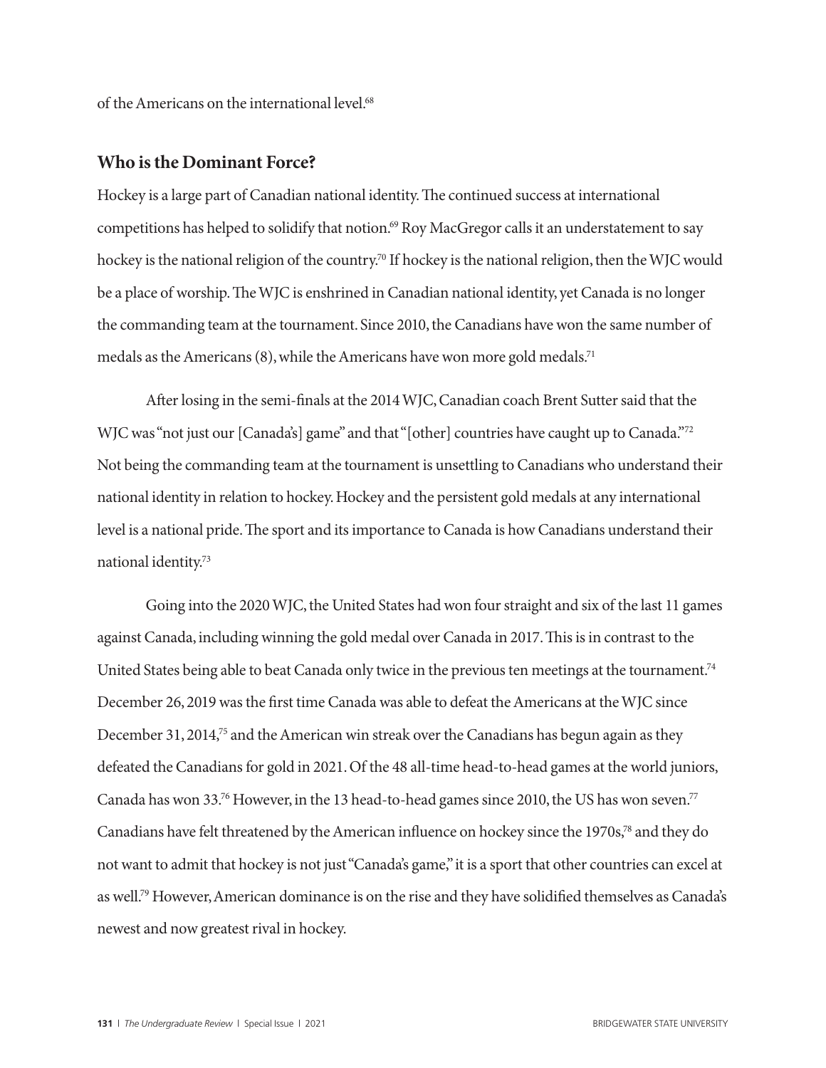of the Americans on the international level.[68]

## Who is the Dominant Force?

Hockey is a large part of Canadian national identity. The continued success at international competitions has helped to solidify that notion.[69] Roy MacGregor calls it an understatement to say hockey is the national religion of the country.[70] If hockey is the national religion, then the WJC would be a place of worship. The WJC is enshrined in Canadian national identity, yet Canada is no longer the commanding team at the tournament. Since 2010, the Canadians have won the same number of medals as the Americans (8), while the Americans have won more gold medals.[71]

After losing in the semi-finals at the 2014 WJC, Canadian coach Brent Sutter said that the WJC was "not just our [Canada's] game" and that "[other] countries have caught up to Canada."[72] Not being the commanding team at the tournament is unsettling to Canadians who understand their national identity in relation to hockey. Hockey and the persistent gold medals at any international level is a national pride. The sport and its importance to Canada is how Canadians understand their national identity.[73]

Going into the 2020 WJC, the United States had won four straight and six of the last 11 games against Canada, including winning the gold medal over Canada in 2017. This is in contrast to the United States being able to beat Canada only twice in the previous ten meetings at the tournament.[74] December 26, 2019 was the first time Canada was able to defeat the Americans at the WJC since December 31, 2014,[75] and the American win streak over the Canadians has begun again as they defeated the Canadians for gold in 2021. Of the 48 all-time head-to-head games at the world juniors, Canada has won 33.[76] However, in the 13 head-to-head games since 2010, the US has won seven.[77] Canadians have felt threatened by the American influence on hockey since the 1970s,[78] and they do not want to admit that hockey is not just "Canada's game," it is a sport that other countries can excel at as well.[79] However, American dominance is on the rise and they have solidified themselves as Canada's newest and now greatest rival in hockey.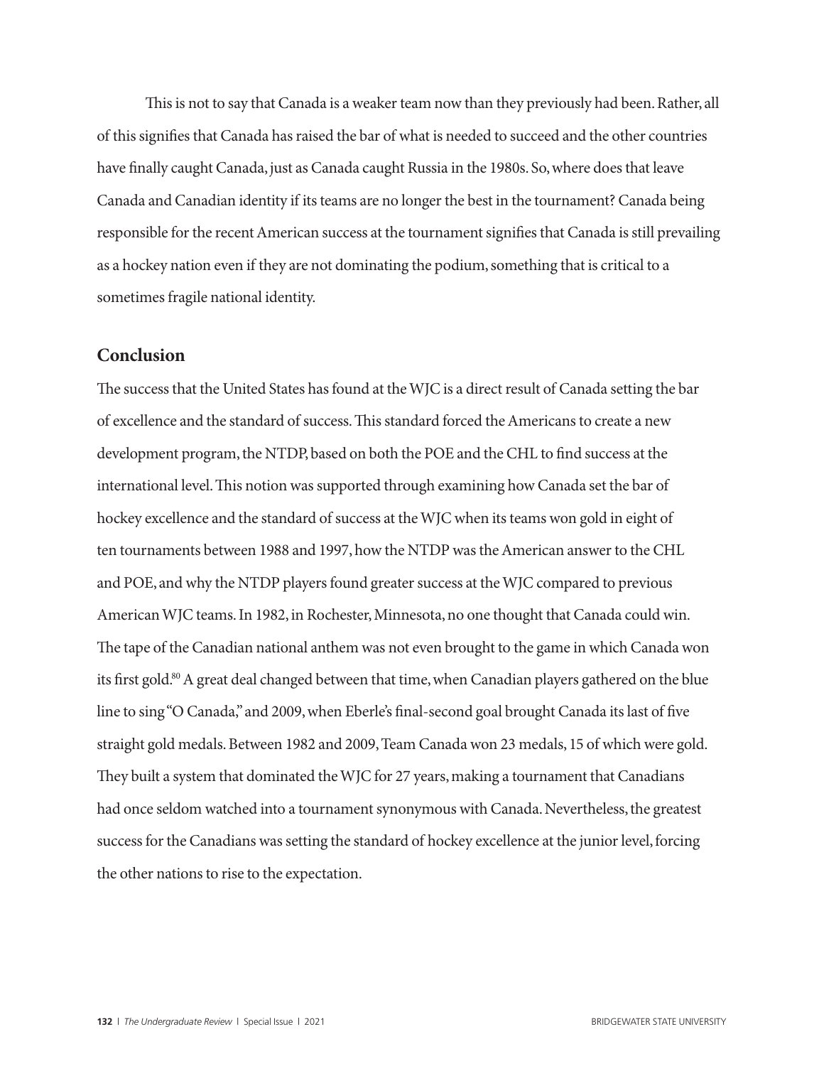This is not to say that Canada is a weaker team now than they previously had been. Rather, all of this signifies that Canada has raised the bar of what is needed to succeed and the other countries have finally caught Canada, just as Canada caught Russia in the 1980s. So, where does that leave Canada and Canadian identity if its teams are no longer the best in the tournament? Canada being responsible for the recent American success at the tournament signifies that Canada is still prevailing as a hockey nation even if they are not dominating the podium, something that is critical to a sometimes fragile national identity.

## Conclusion

The success that the United States has found at the WJC is a direct result of Canada setting the bar of excellence and the standard of success. This standard forced the Americans to create a new development program, the NTDP, based on both the POE and the CHL to find success at the international level. This notion was supported through examining how Canada set the bar of hockey excellence and the standard of success at the WJC when its teams won gold in eight of ten tournaments between 1988 and 1997, how the NTDP was the American answer to the CHL and POE, and why the NTDP players found greater success at the WJC compared to previous American WJC teams. In 1982, in Rochester, Minnesota, no one thought that Canada could win. The tape of the Canadian national anthem was not even brought to the game in which Canada won its first gold.[80] A great deal changed between that time, when Canadian players gathered on the blue line to sing "O Canada," and 2009, when Eberle's final-second goal brought Canada its last of five straight gold medals. Between 1982 and 2009, Team Canada won 23 medals, 15 of which were gold. They built a system that dominated the WJC for 27 years, making a tournament that Canadians had once seldom watched into a tournament synonymous with Canada. Nevertheless, the greatest success for the Canadians was setting the standard of hockey excellence at the junior level, forcing the other nations to rise to the expectation.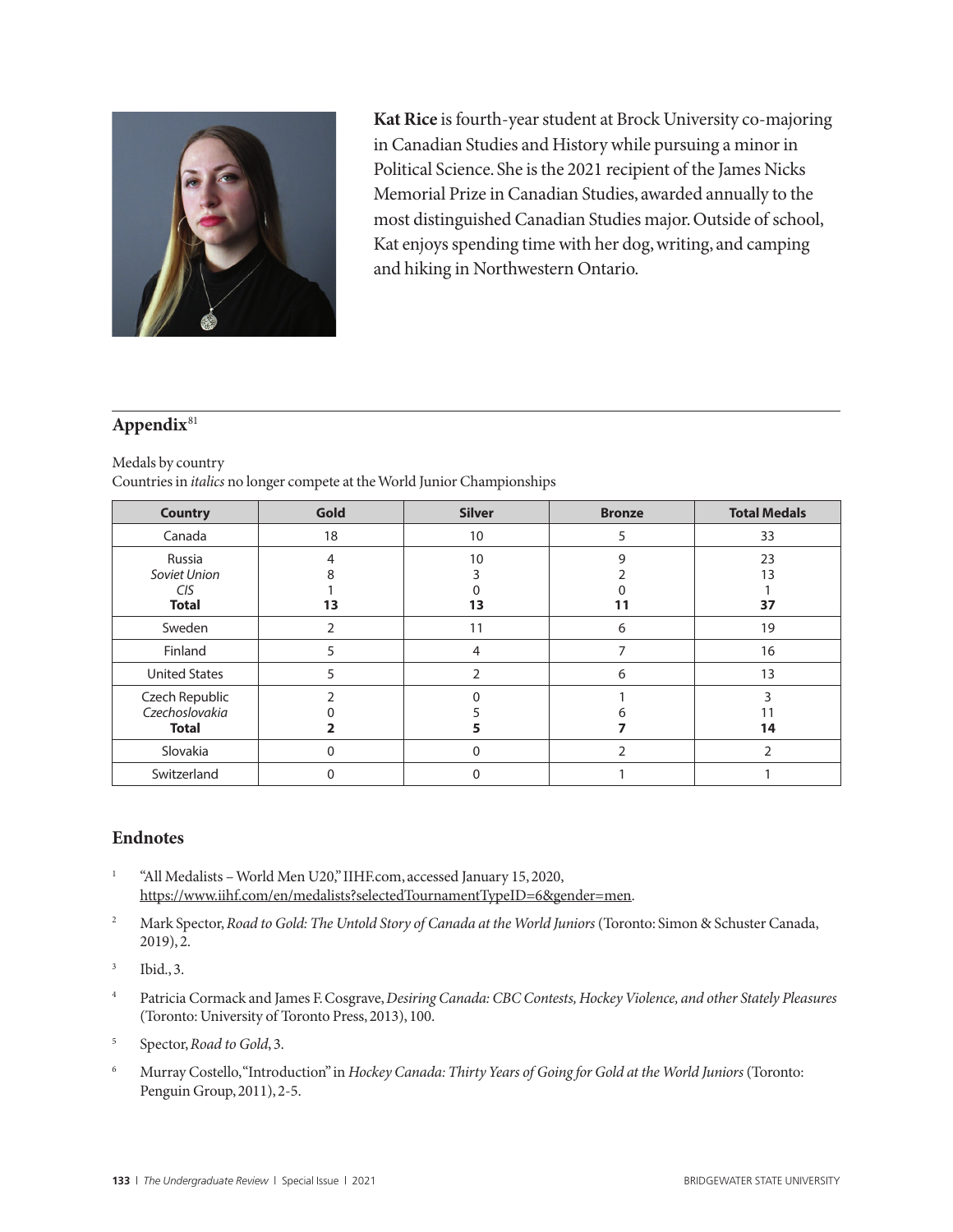**Kat Rice** is fourth-year student at Brock University co-majoring in Canadian Studies and History while pursuing a minor in Political Science. She is the 2021 recipient of the James Nicks Memorial Prize in Canadian Studies, awarded annually to the most distinguished Canadian Studies major. Outside of school, Kat enjoys spending time with her dog, writing, and camping and hiking in Northwestern Ontario.

## Appendix[81]

Medals by country
Countries in *italics* no longer compete at the World Junior Championships

| Country | Gold | Silver | Bronze | Total Medals |
|---|---|---|---|---|
| Canada | 18 | 10 | 5 | 33 |
| Russia<br>*Soviet Union*<br>*CIS*<br>**Total** | 4<br>8<br>1<br>**13** | 10<br>3<br>0<br>**13** | 9<br>2<br>0<br>**11** | 23<br>13<br>1<br>**37** |
| Sweden | 2 | 11 | 6 | 19 |
| Finland | 5 | 4 | 7 | 16 |
| United States | 5 | 2 | 6 | 13 |
| Czech Republic<br>*Czechoslovakia*<br>**Total** | 2<br>0<br>**2** | 0<br>5<br>**5** | 1<br>6<br>**7** | 3<br>11<br>**14** |
| Slovakia | 0 | 0 | 2 | 2 |
| Switzerland | 0 | 0 | 1 | 1 |

## Endnotes

1. "All Medalists – World Men U20," IIHF.com, accessed January 15, 2020, https://www.iihf.com/en/medalists?selectedTournamentTypeID=6&gender=men.
2. Mark Spector, *Road to Gold: The Untold Story of Canada at the World Juniors* (Toronto: Simon & Schuster Canada, 2019), 2.
3. Ibid., 3.
4. Patricia Cormack and James F. Cosgrave, *Desiring Canada: CBC Contests, Hockey Violence, and other Stately Pleasures* (Toronto: University of Toronto Press, 2013), 100.
5. Spector, *Road to Gold*, 3.
6. Murray Costello, "Introduction" in *Hockey Canada: Thirty Years of Going for Gold at the World Juniors* (Toronto: Penguin Group, 2011), 2-5.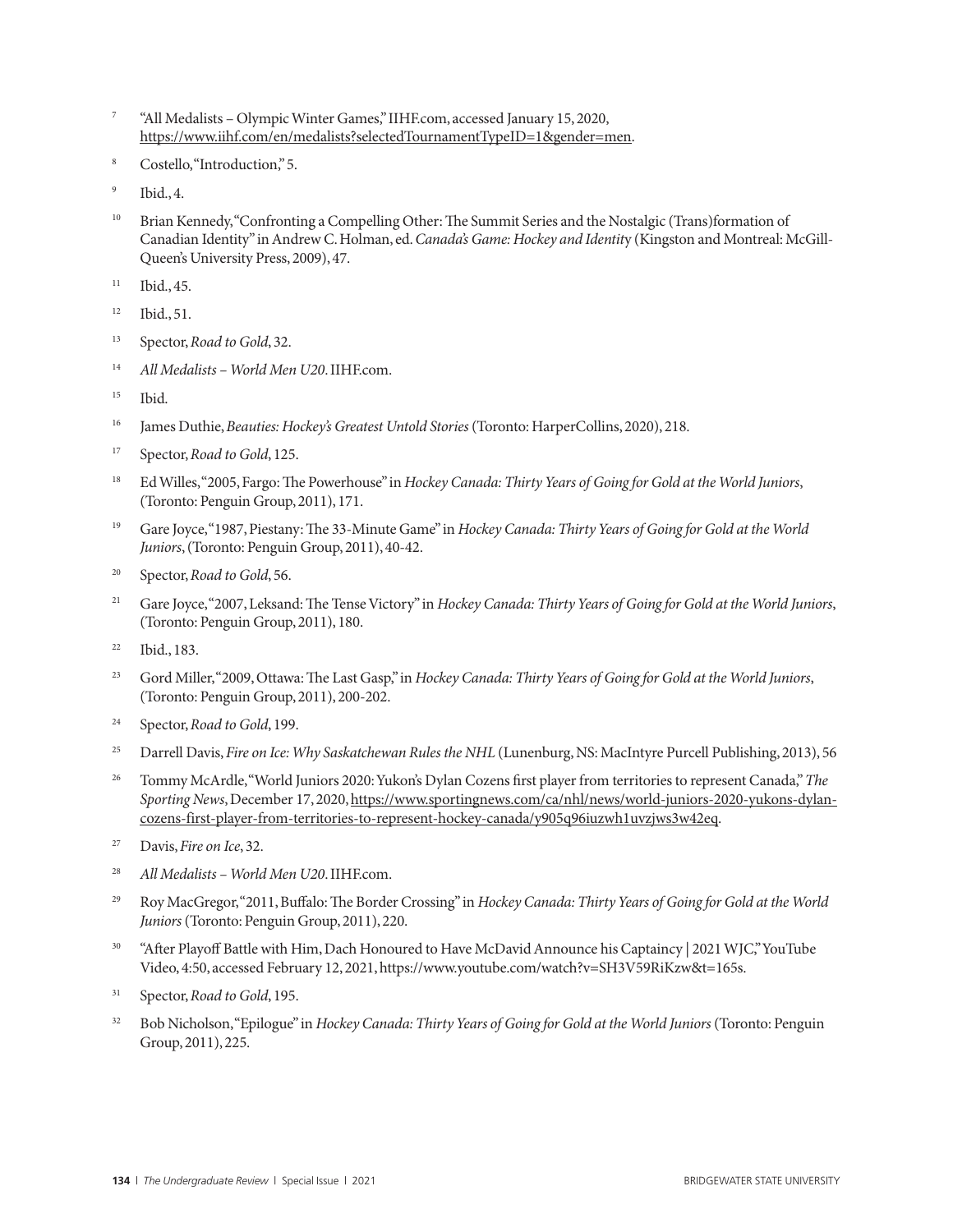7. "All Medalists – Olympic Winter Games," IIHF.com, accessed January 15, 2020, https://www.iihf.com/en/medalists?selectedTournamentTypeID=1&gender=men.

8. Costello, "Introduction," 5.

9. Ibid., 4.

10. Brian Kennedy, "Confronting a Compelling Other: The Summit Series and the Nostalgic (Trans)formation of Canadian Identity" in Andrew C. Holman, ed. *Canada's Game: Hockey and Identity* (Kingston and Montreal: McGill-Queen's University Press, 2009), 47.

11. Ibid., 45.

12. Ibid., 51.

13. Spector, *Road to Gold*, 32.

14. *All Medalists – World Men U20*. IIHF.com.

15. Ibid.

16. James Duthie, *Beauties: Hockey's Greatest Untold Stories* (Toronto: HarperCollins, 2020), 218.

17. Spector, *Road to Gold*, 125.

18. Ed Willes, "2005, Fargo: The Powerhouse" in *Hockey Canada: Thirty Years of Going for Gold at the World Juniors*, (Toronto: Penguin Group, 2011), 171.

19. Gare Joyce, "1987, Piestany: The 33-Minute Game" in *Hockey Canada: Thirty Years of Going for Gold at the World Juniors*, (Toronto: Penguin Group, 2011), 40-42.

20. Spector, *Road to Gold*, 56.

21. Gare Joyce, "2007, Leksand: The Tense Victory" in *Hockey Canada: Thirty Years of Going for Gold at the World Juniors*, (Toronto: Penguin Group, 2011), 180.

22. Ibid., 183.

23. Gord Miller, "2009, Ottawa: The Last Gasp," in *Hockey Canada: Thirty Years of Going for Gold at the World Juniors*, (Toronto: Penguin Group, 2011), 200-202.

24. Spector, *Road to Gold*, 199.

25. Darrell Davis, *Fire on Ice: Why Saskatchewan Rules the NHL* (Lunenburg, NS: MacIntyre Purcell Publishing, 2013), 56

26. Tommy McArdle, "World Juniors 2020: Yukon's Dylan Cozens first player from territories to represent Canada," *The Sporting News*, December 17, 2020, https://www.sportingnews.com/ca/nhl/news/world-juniors-2020-yukons-dylan-cozens-first-player-from-territories-to-represent-hockey-canada/y905q96iuzwh1uvzjws3w42eq.

27. Davis, *Fire on Ice*, 32.

28. *All Medalists – World Men U20*. IIHF.com.

29. Roy MacGregor, "2011, Buffalo: The Border Crossing" in *Hockey Canada: Thirty Years of Going for Gold at the World Juniors* (Toronto: Penguin Group, 2011), 220.

30. "After Playoff Battle with Him, Dach Honoured to Have McDavid Announce his Captaincy | 2021 WJC," YouTube Video, 4:50, accessed February 12, 2021, https://www.youtube.com/watch?v=SH3V59RiKzw&t=165s.

31. Spector, *Road to Gold*, 195.

32. Bob Nicholson, "Epilogue" in *Hockey Canada: Thirty Years of Going for Gold at the World Juniors* (Toronto: Penguin Group, 2011), 225.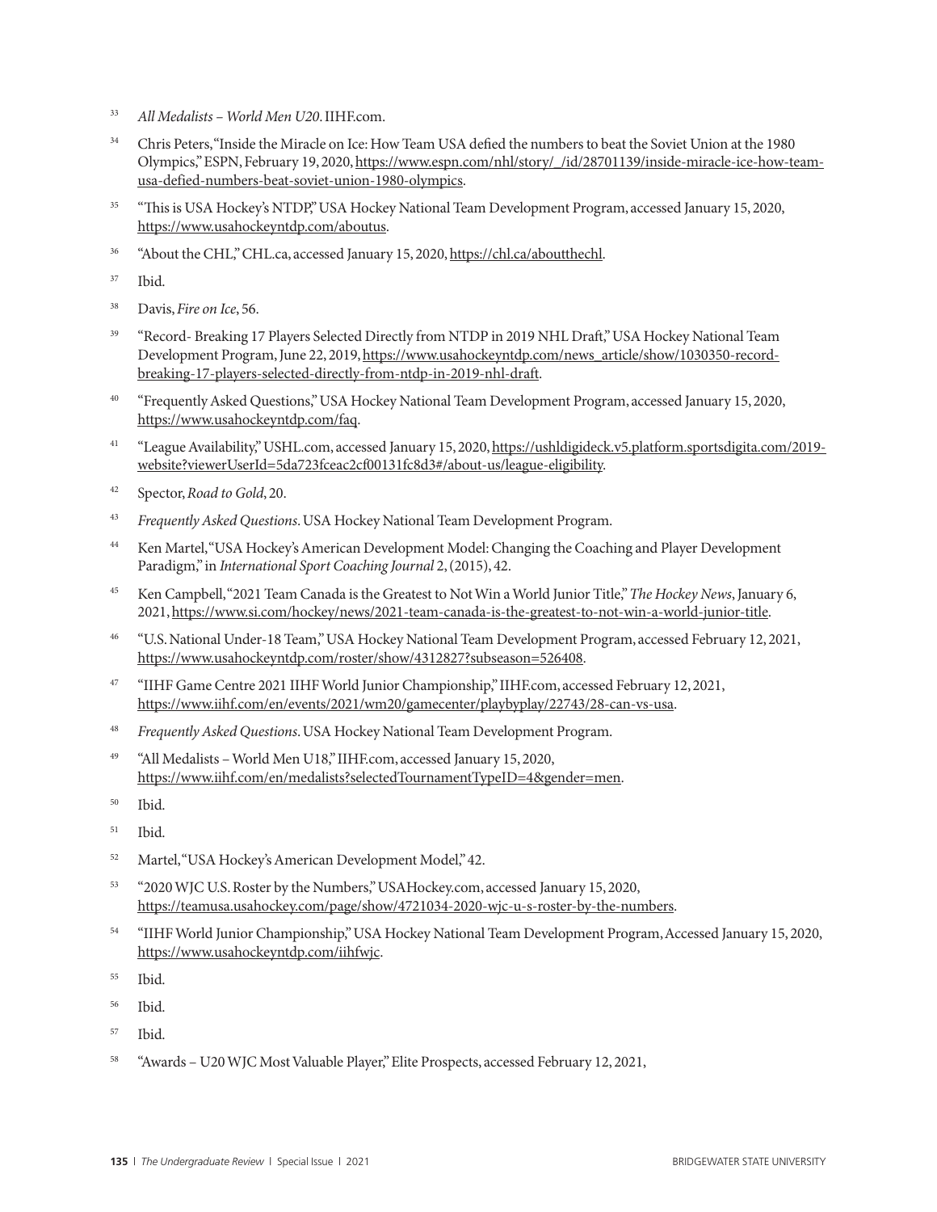33. *All Medalists – World Men U20*. IIHF.com.

34. Chris Peters, "Inside the Miracle on Ice: How Team USA defied the numbers to beat the Soviet Union at the 1980 Olympics," ESPN, February 19, 2020, https://www.espn.com/nhl/story/_/id/28701139/inside-miracle-ice-how-team-usa-defied-numbers-beat-soviet-union-1980-olympics.

35. "This is USA Hockey's NTDP," USA Hockey National Team Development Program, accessed January 15, 2020, https://www.usahockeyntdp.com/aboutus.

36. "About the CHL," CHL.ca, accessed January 15, 2020, https://chl.ca/aboutthechl.

37. Ibid.

38. Davis, *Fire on Ice*, 56.

39. "Record- Breaking 17 Players Selected Directly from NTDP in 2019 NHL Draft," USA Hockey National Team Development Program, June 22, 2019, https://www.usahockeyntdp.com/news_article/show/1030350-record-breaking-17-players-selected-directly-from-ntdp-in-2019-nhl-draft.

40. "Frequently Asked Questions," USA Hockey National Team Development Program, accessed January 15, 2020, https://www.usahockeyntdp.com/faq.

41. "League Availability," USHL.com, accessed January 15, 2020, https://ushldigideck.v5.platform.sportsdigita.com/2019-website?viewerUserId=5da723fceac2cf00131fc8d3#/about-us/league-eligibility.

42. Spector, *Road to Gold*, 20.

43. *Frequently Asked Questions*. USA Hockey National Team Development Program.

44. Ken Martel, "USA Hockey's American Development Model: Changing the Coaching and Player Development Paradigm," in *International Sport Coaching Journal* 2, (2015), 42.

45. Ken Campbell, "2021 Team Canada is the Greatest to Not Win a World Junior Title," *The Hockey News*, January 6, 2021, https://www.si.com/hockey/news/2021-team-canada-is-the-greatest-to-not-win-a-world-junior-title.

46. "U.S. National Under-18 Team," USA Hockey National Team Development Program, accessed February 12, 2021, https://www.usahockeyntdp.com/roster/show/4312827?subseason=526408.

47. "IIHF Game Centre 2021 IIHF World Junior Championship," IIHF.com, accessed February 12, 2021, https://www.iihf.com/en/events/2021/wm20/gamecenter/playbyplay/22743/28-can-vs-usa.

48. *Frequently Asked Questions*. USA Hockey National Team Development Program.

49. "All Medalists – World Men U18," IIHF.com, accessed January 15, 2020, https://www.iihf.com/en/medalists?selectedTournamentTypeID=4&gender=men.

50. Ibid.

51. Ibid.

52. Martel, "USA Hockey's American Development Model," 42.

53. "2020 WJC U.S. Roster by the Numbers," USAHockey.com, accessed January 15, 2020, https://teamusa.usahockey.com/page/show/4721034-2020-wjc-u-s-roster-by-the-numbers.

54. "IIHF World Junior Championship," USA Hockey National Team Development Program, Accessed January 15, 2020, https://www.usahockeyntdp.com/iihfwjc.

55. Ibid.

56. Ibid.

57. Ibid.

58. "Awards – U20 WJC Most Valuable Player," Elite Prospects, accessed February 12, 2021,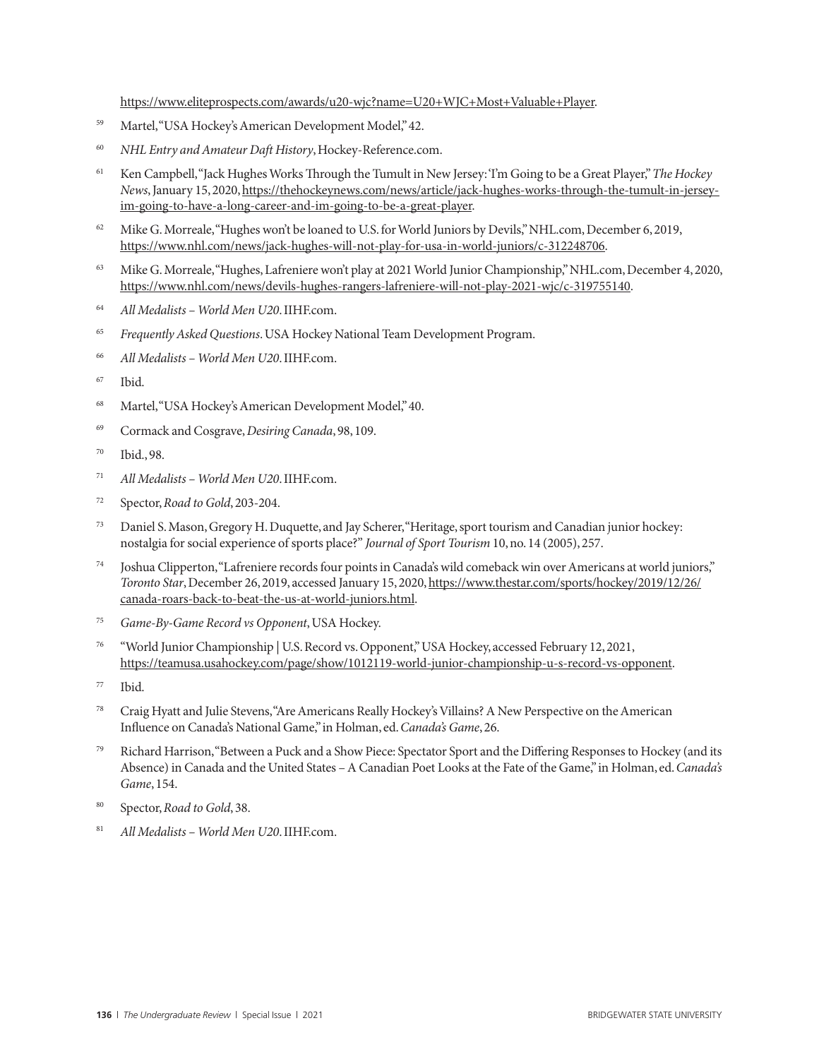https://www.eliteprospects.com/awards/u20-wjc?name=U20+WJC+Most+Valuable+Player.

59 Martel, "USA Hockey's American Development Model," 42.

60 *NHL Entry and Amateur Daft History*, Hockey-Reference.com.

61 Ken Campbell, "Jack Hughes Works Through the Tumult in New Jersey: 'I'm Going to be a Great Player," *The Hockey News*, January 15, 2020, https://thehockeynews.com/news/article/jack-hughes-works-through-the-tumult-in-jersey-im-going-to-have-a-long-career-and-im-going-to-be-a-great-player.

62 Mike G. Morreale, "Hughes won't be loaned to U.S. for World Juniors by Devils," NHL.com, December 6, 2019, https://www.nhl.com/news/jack-hughes-will-not-play-for-usa-in-world-juniors/c-312248706.

63 Mike G. Morreale, "Hughes, Lafreniere won't play at 2021 World Junior Championship," NHL.com, December 4, 2020, https://www.nhl.com/news/devils-hughes-rangers-lafreniere-will-not-play-2021-wjc/c-319755140.

64 *All Medalists – World Men U20*. IIHF.com.

65 *Frequently Asked Questions*. USA Hockey National Team Development Program.

66 *All Medalists – World Men U20*. IIHF.com.

67 Ibid.

68 Martel, "USA Hockey's American Development Model," 40.

69 Cormack and Cosgrave, *Desiring Canada*, 98, 109.

70 Ibid., 98.

71 *All Medalists – World Men U20*. IIHF.com.

72 Spector, *Road to Gold*, 203-204.

73 Daniel S. Mason, Gregory H. Duquette, and Jay Scherer, "Heritage, sport tourism and Canadian junior hockey: nostalgia for social experience of sports place?" *Journal of Sport Tourism* 10, no. 14 (2005), 257.

74 Joshua Clipperton, "Lafreniere records four points in Canada's wild comeback win over Americans at world juniors," *Toronto Star*, December 26, 2019, accessed January 15, 2020, https://www.thestar.com/sports/hockey/2019/12/26/canada-roars-back-to-beat-the-us-at-world-juniors.html.

75 *Game-By-Game Record vs Opponent*, USA Hockey.

76 "World Junior Championship | U.S. Record vs. Opponent," USA Hockey, accessed February 12, 2021, https://teamusa.usahockey.com/page/show/1012119-world-junior-championship-u-s-record-vs-opponent.

77 Ibid.

78 Craig Hyatt and Julie Stevens, "Are Americans Really Hockey's Villains? A New Perspective on the American Influence on Canada's National Game," in Holman, ed. *Canada's Game*, 26.

79 Richard Harrison, "Between a Puck and a Show Piece: Spectator Sport and the Differing Responses to Hockey (and its Absence) in Canada and the United States – A Canadian Poet Looks at the Fate of the Game," in Holman, ed. *Canada's Game*, 154.

80 Spector, *Road to Gold*, 38.

81 *All Medalists – World Men U20*. IIHF.com.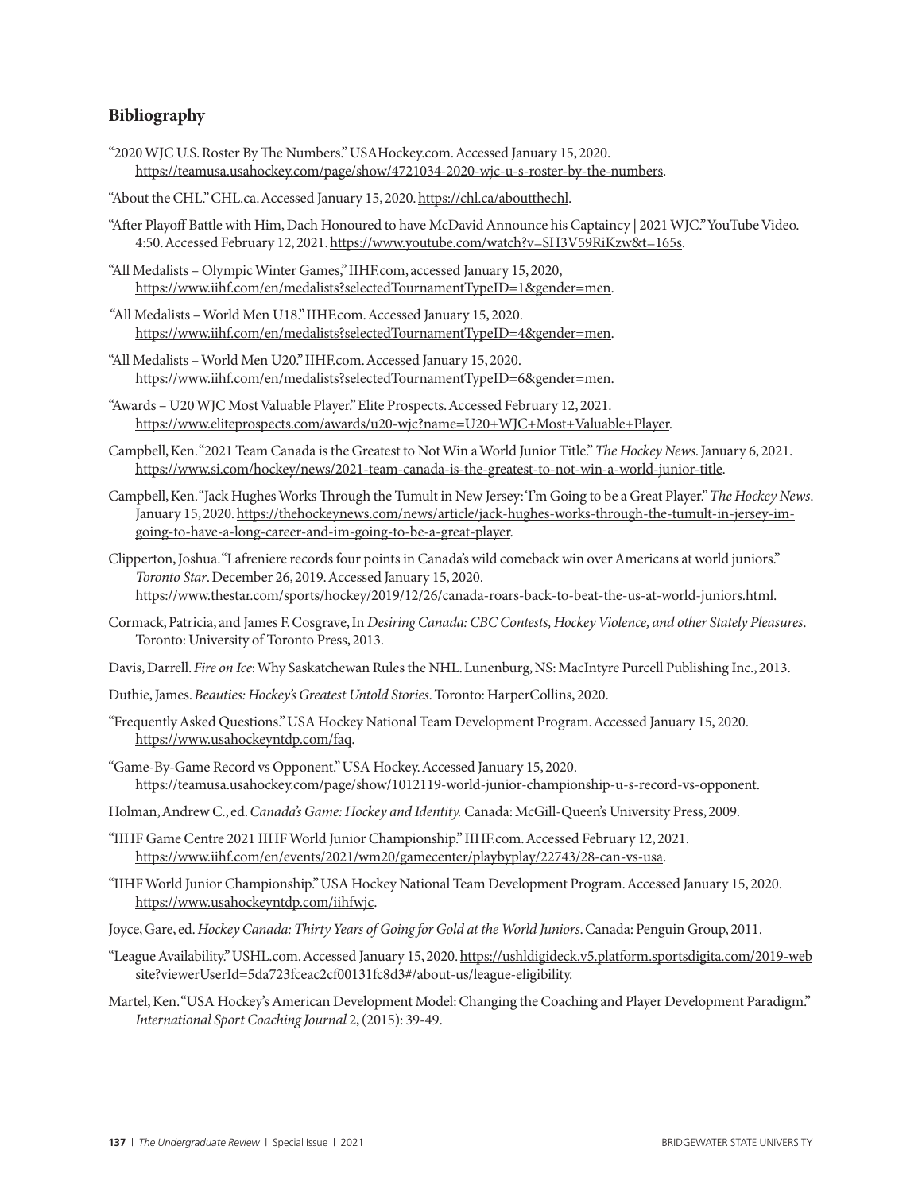## Bibliography

"2020 WJC U.S. Roster By The Numbers." USAHockey.com. Accessed January 15, 2020. https://teamusa.usahockey.com/page/show/4721034-2020-wjc-u-s-roster-by-the-numbers.

"About the CHL." CHL.ca. Accessed January 15, 2020. https://chl.ca/aboutthechl.

"After Playoff Battle with Him, Dach Honoured to have McDavid Announce his Captaincy | 2021 WJC." YouTube Video. 4:50. Accessed February 12, 2021. https://www.youtube.com/watch?v=SH3V59RiKzw&t=165s.

"All Medalists – Olympic Winter Games," IIHF.com, accessed January 15, 2020, https://www.iihf.com/en/medalists?selectedTournamentTypeID=1&gender=men.

"All Medalists – World Men U18." IIHF.com. Accessed January 15, 2020. https://www.iihf.com/en/medalists?selectedTournamentTypeID=4&gender=men.

"All Medalists – World Men U20." IIHF.com. Accessed January 15, 2020. https://www.iihf.com/en/medalists?selectedTournamentTypeID=6&gender=men.

"Awards – U20 WJC Most Valuable Player." Elite Prospects. Accessed February 12, 2021. https://www.eliteprospects.com/awards/u20-wjc?name=U20+WJC+Most+Valuable+Player.

Campbell, Ken. "2021 Team Canada is the Greatest to Not Win a World Junior Title." *The Hockey News*. January 6, 2021. https://www.si.com/hockey/news/2021-team-canada-is-the-greatest-to-not-win-a-world-junior-title.

Campbell, Ken. "Jack Hughes Works Through the Tumult in New Jersey: 'I'm Going to be a Great Player." *The Hockey News*. January 15, 2020. https://thehockeynews.com/news/article/jack-hughes-works-through-the-tumult-in-jersey-im-going-to-have-a-long-career-and-im-going-to-be-a-great-player.

Clipperton, Joshua. "Lafreniere records four points in Canada's wild comeback win over Americans at world juniors." *Toronto Star*. December 26, 2019. Accessed January 15, 2020. https://www.thestar.com/sports/hockey/2019/12/26/canada-roars-back-to-beat-the-us-at-world-juniors.html.

Cormack, Patricia, and James F. Cosgrave, In *Desiring Canada: CBC Contests, Hockey Violence, and other Stately Pleasures*. Toronto: University of Toronto Press, 2013.

Davis, Darrell. *Fire on Ice*: Why Saskatchewan Rules the NHL. Lunenburg, NS: MacIntyre Purcell Publishing Inc., 2013.

Duthie, James. *Beauties: Hockey's Greatest Untold Stories*. Toronto: HarperCollins, 2020.

"Frequently Asked Questions." USA Hockey National Team Development Program. Accessed January 15, 2020. https://www.usahockeyntdp.com/faq.

"Game-By-Game Record vs Opponent." USA Hockey. Accessed January 15, 2020. https://teamusa.usahockey.com/page/show/1012119-world-junior-championship-u-s-record-vs-opponent.

Holman, Andrew C., ed. *Canada's Game: Hockey and Identity.* Canada: McGill-Queen's University Press, 2009.

"IIHF Game Centre 2021 IIHF World Junior Championship." IIHF.com. Accessed February 12, 2021. https://www.iihf.com/en/events/2021/wm20/gamecenter/playbyplay/22743/28-can-vs-usa.

"IIHF World Junior Championship." USA Hockey National Team Development Program. Accessed January 15, 2020. https://www.usahockeyntdp.com/iihfwjc.

Joyce, Gare, ed. *Hockey Canada: Thirty Years of Going for Gold at the World Juniors*. Canada: Penguin Group, 2011.

"League Availability." USHL.com. Accessed January 15, 2020. https://ushldigideck.v5.platform.sportsdigita.com/2019-website?viewerUserId=5da723fceac2cf00131fc8d3#/about-us/league-eligibility.

Martel, Ken. "USA Hockey's American Development Model: Changing the Coaching and Player Development Paradigm." *International Sport Coaching Journal* 2, (2015): 39-49.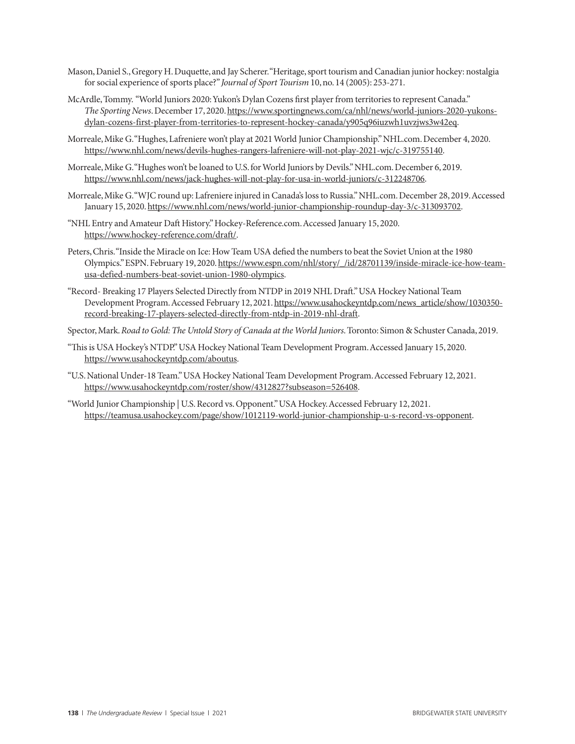Mason, Daniel S., Gregory H. Duquette, and Jay Scherer. "Heritage, sport tourism and Canadian junior hockey: nostalgia for social experience of sports place?" *Journal of Sport Tourism* 10, no. 14 (2005): 253-271.

McArdle, Tommy. "World Juniors 2020: Yukon's Dylan Cozens first player from territories to represent Canada." *The Sporting News*. December 17, 2020. https://www.sportingnews.com/ca/nhl/news/world-juniors-2020-yukons-dylan-cozens-first-player-from-territories-to-represent-hockey-canada/y905q96iuzwh1uvzjws3w42eq.

Morreale, Mike G. "Hughes, Lafreniere won't play at 2021 World Junior Championship." NHL.com. December 4, 2020. https://www.nhl.com/news/devils-hughes-rangers-lafreniere-will-not-play-2021-wjc/c-319755140.

Morreale, Mike G. "Hughes won't be loaned to U.S. for World Juniors by Devils." NHL.com. December 6, 2019. https://www.nhl.com/news/jack-hughes-will-not-play-for-usa-in-world-juniors/c-312248706.

Morreale, Mike G. "WJC round up: Lafreniere injured in Canada's loss to Russia." NHL.com. December 28, 2019. Accessed January 15, 2020. https://www.nhl.com/news/world-junior-championship-roundup-day-3/c-313093702.

"NHL Entry and Amateur Daft History." Hockey-Reference.com. Accessed January 15, 2020. https://www.hockey-reference.com/draft/.

Peters, Chris. "Inside the Miracle on Ice: How Team USA defied the numbers to beat the Soviet Union at the 1980 Olympics." ESPN. February 19, 2020. https://www.espn.com/nhl/story/_/id/28701139/inside-miracle-ice-how-team-usa-defied-numbers-beat-soviet-union-1980-olympics.

"Record- Breaking 17 Players Selected Directly from NTDP in 2019 NHL Draft." USA Hockey National Team Development Program. Accessed February 12, 2021. https://www.usahockeyntdp.com/news_article/show/1030350-record-breaking-17-players-selected-directly-from-ntdp-in-2019-nhl-draft.

Spector, Mark. *Road to Gold: The Untold Story of Canada at the World Juniors*. Toronto: Simon & Schuster Canada, 2019.

"This is USA Hockey's NTDP." USA Hockey National Team Development Program. Accessed January 15, 2020. https://www.usahockeyntdp.com/aboutus.

"U.S. National Under-18 Team." USA Hockey National Team Development Program. Accessed February 12, 2021. https://www.usahockeyntdp.com/roster/show/4312827?subseason=526408.

"World Junior Championship | U.S. Record vs. Opponent." USA Hockey. Accessed February 12, 2021. https://teamusa.usahockey.com/page/show/1012119-world-junior-championship-u-s-record-vs-opponent.